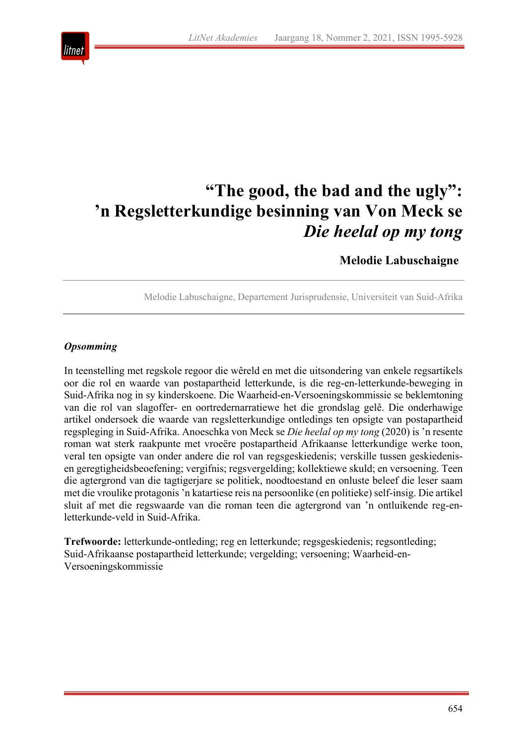# "The good, the bad and the ugly": 'n Regsletterkundige besinning van Von Meck se *Die heelal op my tong*

**Melodie Labuschaigne**

Melodie Labuschaigne, Departement Jurisprudensie, Universiteit van Suid-Afrika

***Opsomming***

In teenstelling met regskole regoor die wêreld en met die uitsondering van enkele regsartikels oor die rol en waarde van postapartheid letterkunde, is die reg-en-letterkunde-beweging in Suid-Afrika nog in sy kinderskoene. Die Waarheid-en-Versoeningskommissie se beklemtoning van die rol van slagoffer- en oortredernarratiewe het die grondslag gelê. Die onderhawige artikel ondersoek die waarde van regsletterkundige ontledings ten opsigte van postapartheid regspleging in Suid-Afrika. Anoeschka von Meck se *Die heelal op my tong* (2020) is 'n resente roman wat sterk raakpunte met vroeëre postapartheid Afrikaanse letterkundige werke toon, veral ten opsigte van onder andere die rol van regsgeskiedenis; verskille tussen geskiedenis- en geregtigheidsbeoefening; vergifnis; regsvergelding; kollektiewe skuld; en versoening. Teen die agtergrond van die tagtigerjare se politiek, noodtoestand en onluste beleef die leser saam met die vroulike protagonis 'n katartiese reis na persoonlike (en politieke) self-insig. Die artikel sluit af met die regswaarde van die roman teen die agtergrond van 'n ontluikende reg-en-letterkunde-veld in Suid-Afrika.

**Trefwoorde:** letterkunde-ontleding; reg en letterkunde; regsgeskiedenis; regsontleding; Suid-Afrikaanse postapartheid letterkunde; vergelding; versoening; Waarheid-en-Versoeningskommissie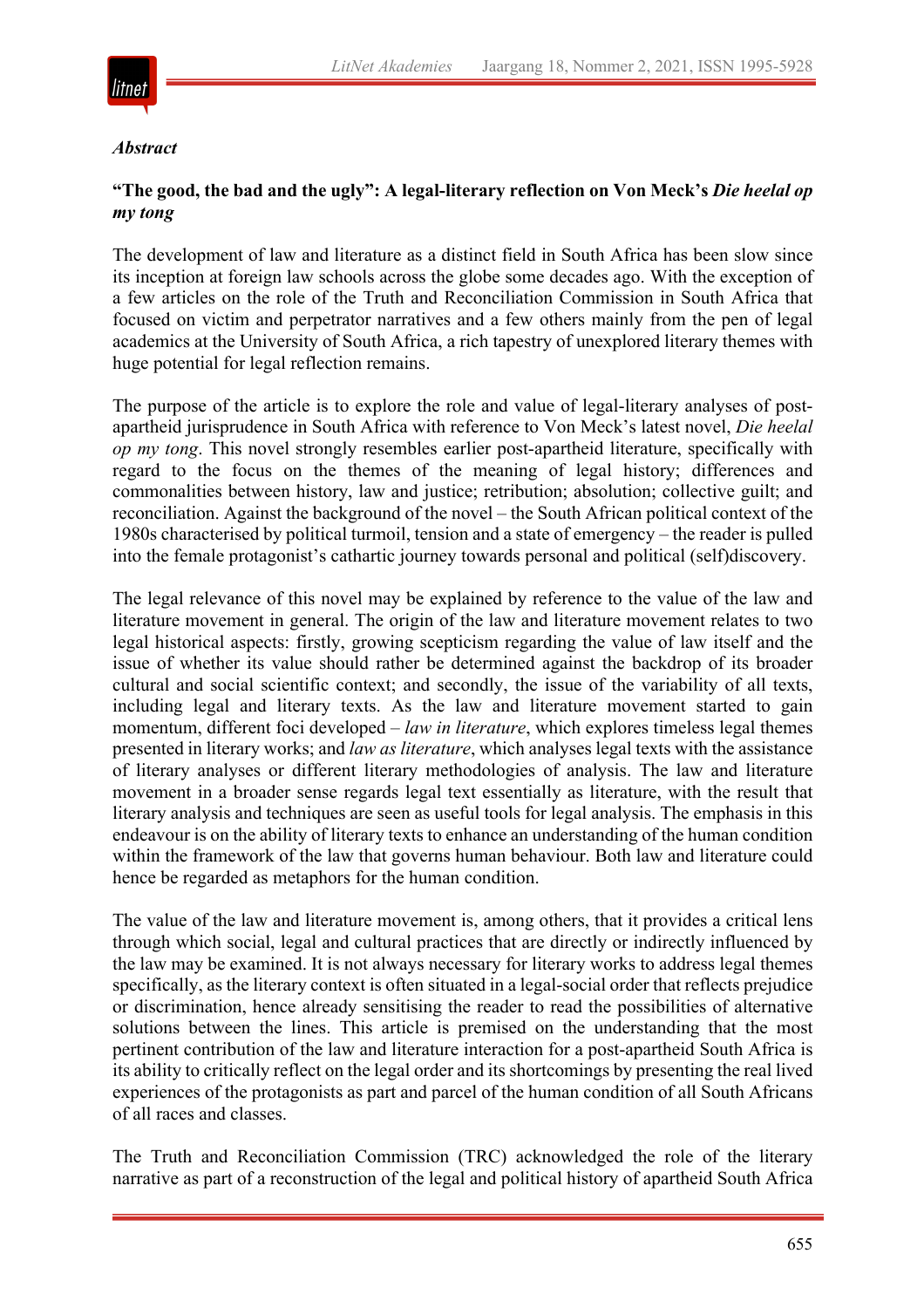### *Abstract*

**"The good, the bad and the ugly": A legal-literary reflection on Von Meck's *Die heelal op my tong***

The development of law and literature as a distinct field in South Africa has been slow since its inception at foreign law schools across the globe some decades ago. With the exception of a few articles on the role of the Truth and Reconciliation Commission in South Africa that focused on victim and perpetrator narratives and a few others mainly from the pen of legal academics at the University of South Africa, a rich tapestry of unexplored literary themes with huge potential for legal reflection remains.

The purpose of the article is to explore the role and value of legal-literary analyses of post-apartheid jurisprudence in South Africa with reference to Von Meck's latest novel, *Die heelal op my tong*. This novel strongly resembles earlier post-apartheid literature, specifically with regard to the focus on the themes of the meaning of legal history; differences and commonalities between history, law and justice; retribution; absolution; collective guilt; and reconciliation. Against the background of the novel – the South African political context of the 1980s characterised by political turmoil, tension and a state of emergency – the reader is pulled into the female protagonist's cathartic journey towards personal and political (self)discovery.

The legal relevance of this novel may be explained by reference to the value of the law and literature movement in general. The origin of the law and literature movement relates to two legal historical aspects: firstly, growing scepticism regarding the value of law itself and the issue of whether its value should rather be determined against the backdrop of its broader cultural and social scientific context; and secondly, the issue of the variability of all texts, including legal and literary texts. As the law and literature movement started to gain momentum, different foci developed – *law in literature*, which explores timeless legal themes presented in literary works; and *law as literature*, which analyses legal texts with the assistance of literary analyses or different literary methodologies of analysis. The law and literature movement in a broader sense regards legal text essentially as literature, with the result that literary analysis and techniques are seen as useful tools for legal analysis. The emphasis in this endeavour is on the ability of literary texts to enhance an understanding of the human condition within the framework of the law that governs human behaviour. Both law and literature could hence be regarded as metaphors for the human condition.

The value of the law and literature movement is, among others, that it provides a critical lens through which social, legal and cultural practices that are directly or indirectly influenced by the law may be examined. It is not always necessary for literary works to address legal themes specifically, as the literary context is often situated in a legal-social order that reflects prejudice or discrimination, hence already sensitising the reader to read the possibilities of alternative solutions between the lines. This article is premised on the understanding that the most pertinent contribution of the law and literature interaction for a post-apartheid South Africa is its ability to critically reflect on the legal order and its shortcomings by presenting the real lived experiences of the protagonists as part and parcel of the human condition of all South Africans of all races and classes.

The Truth and Reconciliation Commission (TRC) acknowledged the role of the literary narrative as part of a reconstruction of the legal and political history of apartheid South Africa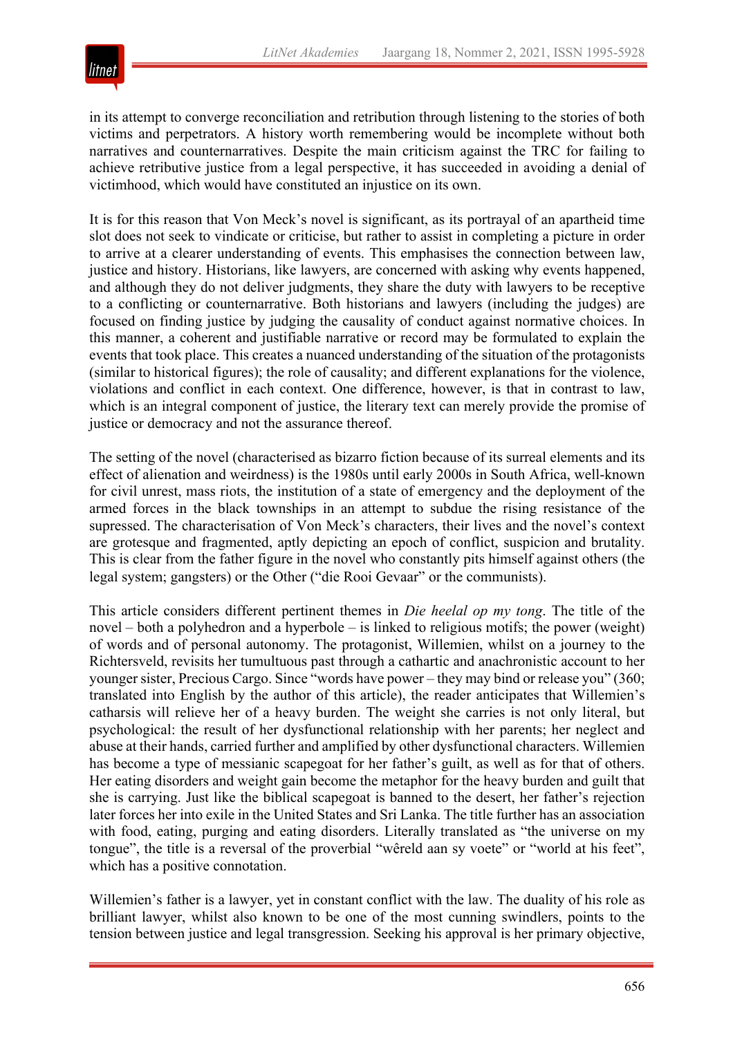in its attempt to converge reconciliation and retribution through listening to the stories of both victims and perpetrators. A history worth remembering would be incomplete without both narratives and counternarratives. Despite the main criticism against the TRC for failing to achieve retributive justice from a legal perspective, it has succeeded in avoiding a denial of victimhood, which would have constituted an injustice on its own.

It is for this reason that Von Meck's novel is significant, as its portrayal of an apartheid time slot does not seek to vindicate or criticise, but rather to assist in completing a picture in order to arrive at a clearer understanding of events. This emphasises the connection between law, justice and history. Historians, like lawyers, are concerned with asking why events happened, and although they do not deliver judgments, they share the duty with lawyers to be receptive to a conflicting or counternarrative. Both historians and lawyers (including the judges) are focused on finding justice by judging the causality of conduct against normative choices. In this manner, a coherent and justifiable narrative or record may be formulated to explain the events that took place. This creates a nuanced understanding of the situation of the protagonists (similar to historical figures); the role of causality; and different explanations for the violence, violations and conflict in each context. One difference, however, is that in contrast to law, which is an integral component of justice, the literary text can merely provide the promise of justice or democracy and not the assurance thereof.

The setting of the novel (characterised as bizarro fiction because of its surreal elements and its effect of alienation and weirdness) is the 1980s until early 2000s in South Africa, well-known for civil unrest, mass riots, the institution of a state of emergency and the deployment of the armed forces in the black townships in an attempt to subdue the rising resistance of the supressed. The characterisation of Von Meck's characters, their lives and the novel's context are grotesque and fragmented, aptly depicting an epoch of conflict, suspicion and brutality. This is clear from the father figure in the novel who constantly pits himself against others (the legal system; gangsters) or the Other ("die Rooi Gevaar" or the communists).

This article considers different pertinent themes in *Die heelal op my tong*. The title of the novel – both a polyhedron and a hyperbole – is linked to religious motifs; the power (weight) of words and of personal autonomy. The protagonist, Willemien, whilst on a journey to the Richtersveld, revisits her tumultuous past through a cathartic and anachronistic account to her younger sister, Precious Cargo. Since "words have power – they may bind or release you" (360; translated into English by the author of this article), the reader anticipates that Willemien's catharsis will relieve her of a heavy burden. The weight she carries is not only literal, but psychological: the result of her dysfunctional relationship with her parents; her neglect and abuse at their hands, carried further and amplified by other dysfunctional characters. Willemien has become a type of messianic scapegoat for her father's guilt, as well as for that of others. Her eating disorders and weight gain become the metaphor for the heavy burden and guilt that she is carrying. Just like the biblical scapegoat is banned to the desert, her father's rejection later forces her into exile in the United States and Sri Lanka. The title further has an association with food, eating, purging and eating disorders. Literally translated as "the universe on my tongue", the title is a reversal of the proverbial "wêreld aan sy voete" or "world at his feet", which has a positive connotation.

Willemien's father is a lawyer, yet in constant conflict with the law. The duality of his role as brilliant lawyer, whilst also known to be one of the most cunning swindlers, points to the tension between justice and legal transgression. Seeking his approval is her primary objective,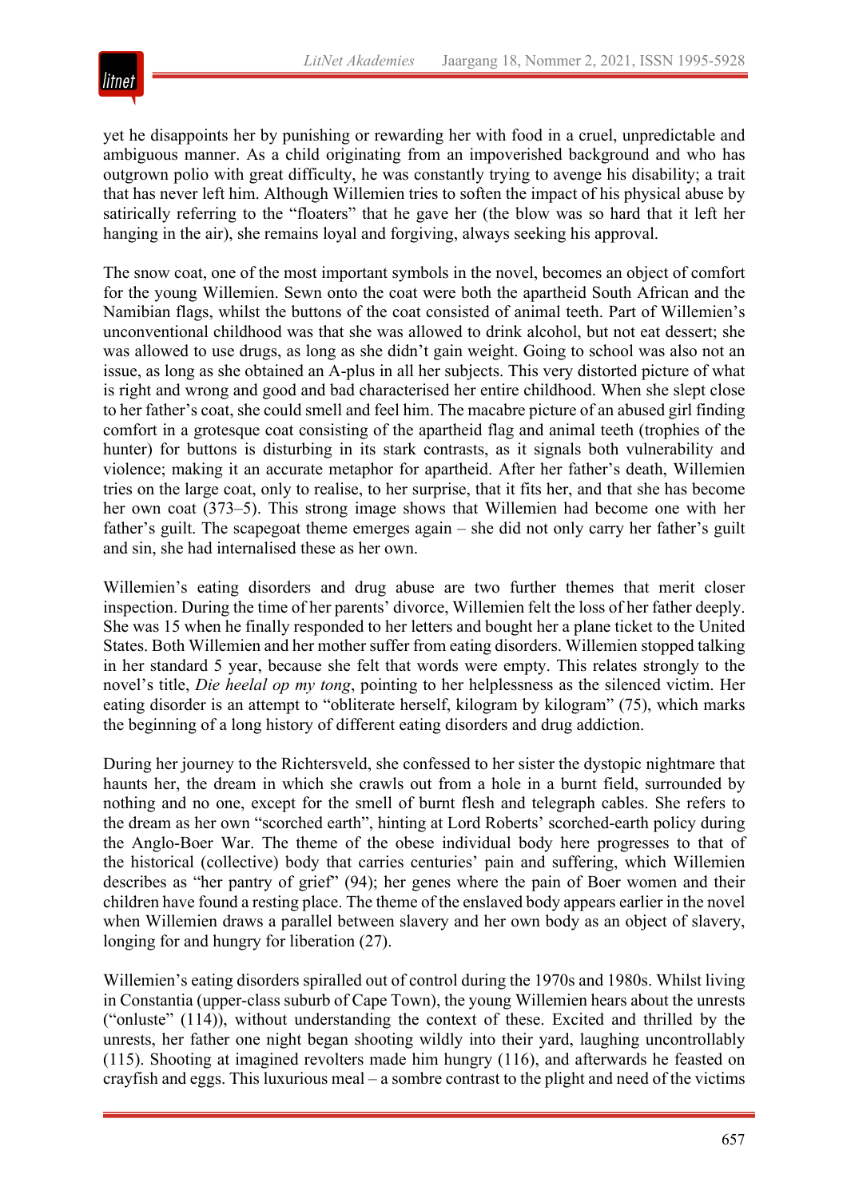yet he disappoints her by punishing or rewarding her with food in a cruel, unpredictable and ambiguous manner. As a child originating from an impoverished background and who has outgrown polio with great difficulty, he was constantly trying to avenge his disability; a trait that has never left him. Although Willemien tries to soften the impact of his physical abuse by satirically referring to the "floaters" that he gave her (the blow was so hard that it left her hanging in the air), she remains loyal and forgiving, always seeking his approval.

The snow coat, one of the most important symbols in the novel, becomes an object of comfort for the young Willemien. Sewn onto the coat were both the apartheid South African and the Namibian flags, whilst the buttons of the coat consisted of animal teeth. Part of Willemien's unconventional childhood was that she was allowed to drink alcohol, but not eat dessert; she was allowed to use drugs, as long as she didn't gain weight. Going to school was also not an issue, as long as she obtained an A-plus in all her subjects. This very distorted picture of what is right and wrong and good and bad characterised her entire childhood. When she slept close to her father's coat, she could smell and feel him. The macabre picture of an abused girl finding comfort in a grotesque coat consisting of the apartheid flag and animal teeth (trophies of the hunter) for buttons is disturbing in its stark contrasts, as it signals both vulnerability and violence; making it an accurate metaphor for apartheid. After her father's death, Willemien tries on the large coat, only to realise, to her surprise, that it fits her, and that she has become her own coat (373–5). This strong image shows that Willemien had become one with her father's guilt. The scapegoat theme emerges again – she did not only carry her father's guilt and sin, she had internalised these as her own.

Willemien's eating disorders and drug abuse are two further themes that merit closer inspection. During the time of her parents' divorce, Willemien felt the loss of her father deeply. She was 15 when he finally responded to her letters and bought her a plane ticket to the United States. Both Willemien and her mother suffer from eating disorders. Willemien stopped talking in her standard 5 year, because she felt that words were empty. This relates strongly to the novel's title, *Die heelal op my tong*, pointing to her helplessness as the silenced victim. Her eating disorder is an attempt to "obliterate herself, kilogram by kilogram" (75), which marks the beginning of a long history of different eating disorders and drug addiction.

During her journey to the Richtersveld, she confessed to her sister the dystopic nightmare that haunts her, the dream in which she crawls out from a hole in a burnt field, surrounded by nothing and no one, except for the smell of burnt flesh and telegraph cables. She refers to the dream as her own "scorched earth", hinting at Lord Roberts' scorched-earth policy during the Anglo-Boer War. The theme of the obese individual body here progresses to that of the historical (collective) body that carries centuries' pain and suffering, which Willemien describes as "her pantry of grief" (94); her genes where the pain of Boer women and their children have found a resting place. The theme of the enslaved body appears earlier in the novel when Willemien draws a parallel between slavery and her own body as an object of slavery, longing for and hungry for liberation (27).

Willemien's eating disorders spiralled out of control during the 1970s and 1980s. Whilst living in Constantia (upper-class suburb of Cape Town), the young Willemien hears about the unrests ("onluste" (114)), without understanding the context of these. Excited and thrilled by the unrests, her father one night began shooting wildly into their yard, laughing uncontrollably (115). Shooting at imagined revolters made him hungry (116), and afterwards he feasted on crayfish and eggs. This luxurious meal – a sombre contrast to the plight and need of the victims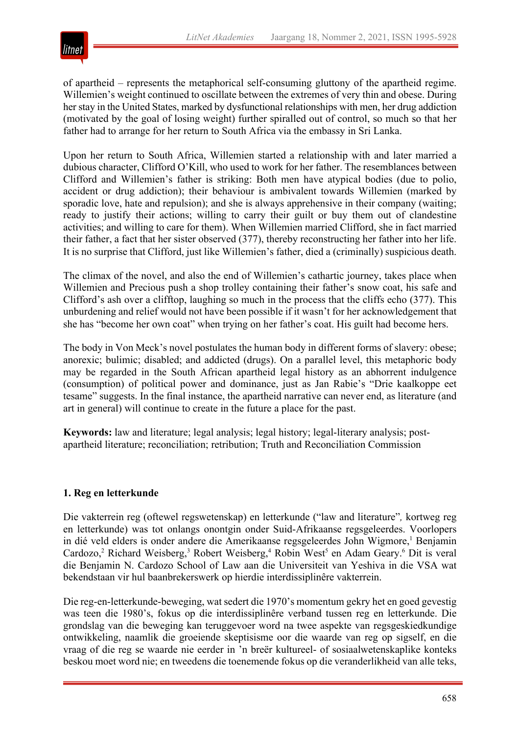of apartheid – represents the metaphorical self-consuming gluttony of the apartheid regime. Willemien's weight continued to oscillate between the extremes of very thin and obese. During her stay in the United States, marked by dysfunctional relationships with men, her drug addiction (motivated by the goal of losing weight) further spiralled out of control, so much so that her father had to arrange for her return to South Africa via the embassy in Sri Lanka.

Upon her return to South Africa, Willemien started a relationship with and later married a dubious character, Clifford O'Kill, who used to work for her father. The resemblances between Clifford and Willemien's father is striking: Both men have atypical bodies (due to polio, accident or drug addiction); their behaviour is ambivalent towards Willemien (marked by sporadic love, hate and repulsion); and she is always apprehensive in their company (waiting; ready to justify their actions; willing to carry their guilt or buy them out of clandestine activities; and willing to care for them). When Willemien married Clifford, she in fact married their father, a fact that her sister observed (377), thereby reconstructing her father into her life. It is no surprise that Clifford, just like Willemien's father, died a (criminally) suspicious death.

The climax of the novel, and also the end of Willemien's cathartic journey, takes place when Willemien and Precious push a shop trolley containing their father's snow coat, his safe and Clifford's ash over a clifftop, laughing so much in the process that the cliffs echo (377). This unburdening and relief would not have been possible if it wasn't for her acknowledgement that she has "become her own coat" when trying on her father's coat. His guilt had become hers.

The body in Von Meck's novel postulates the human body in different forms of slavery: obese; anorexic; bulimic; disabled; and addicted (drugs). On a parallel level, this metaphoric body may be regarded in the South African apartheid legal history as an abhorrent indulgence (consumption) of political power and dominance, just as Jan Rabie's "Drie kaalkoppe eet tesame" suggests. In the final instance, the apartheid narrative can never end, as literature (and art in general) will continue to create in the future a place for the past.

**Keywords:** law and literature; legal analysis; legal history; legal-literary analysis; post-apartheid literature; reconciliation; retribution; Truth and Reconciliation Commission

## 1. Reg en letterkunde

Die vakterrein reg (oftewel regswetenskap) en letterkunde ("law and literature", kortweg reg en letterkunde) was tot onlangs onontgin onder Suid-Afrikaanse regsgeleerdes. Voorlopers in dié veld elders is onder andere die Amerikaanse regsgeleerdes John Wigmore,[1] Benjamin Cardozo,[2] Richard Weisberg,[3] Robert Weisberg,[4] Robin West[5] en Adam Geary.[6] Dit is veral die Benjamin N. Cardozo School of Law aan die Universiteit van Yeshiva in die VSA wat bekendstaan vir hul baanbrekerswerk op hierdie interdissiplinêre vakterrein.

Die reg-en-letterkunde-beweging, wat sedert die 1970's momentum gekry het en goed gevestig was teen die 1980's, fokus op die interdissiplinêre verband tussen reg en letterkunde. Die grondslag van die beweging kan teruggevoer word na twee aspekte van regsgeskiedkundige ontwikkeling, naamlik die groeiende skeptisisme oor die waarde van reg op sigself, en die vraag of die reg se waarde nie eerder in 'n breër kultureel- of sosiaalwetenskaplike konteks beskou moet word nie; en tweedens die toenemende fokus op die veranderlikheid van alle teks,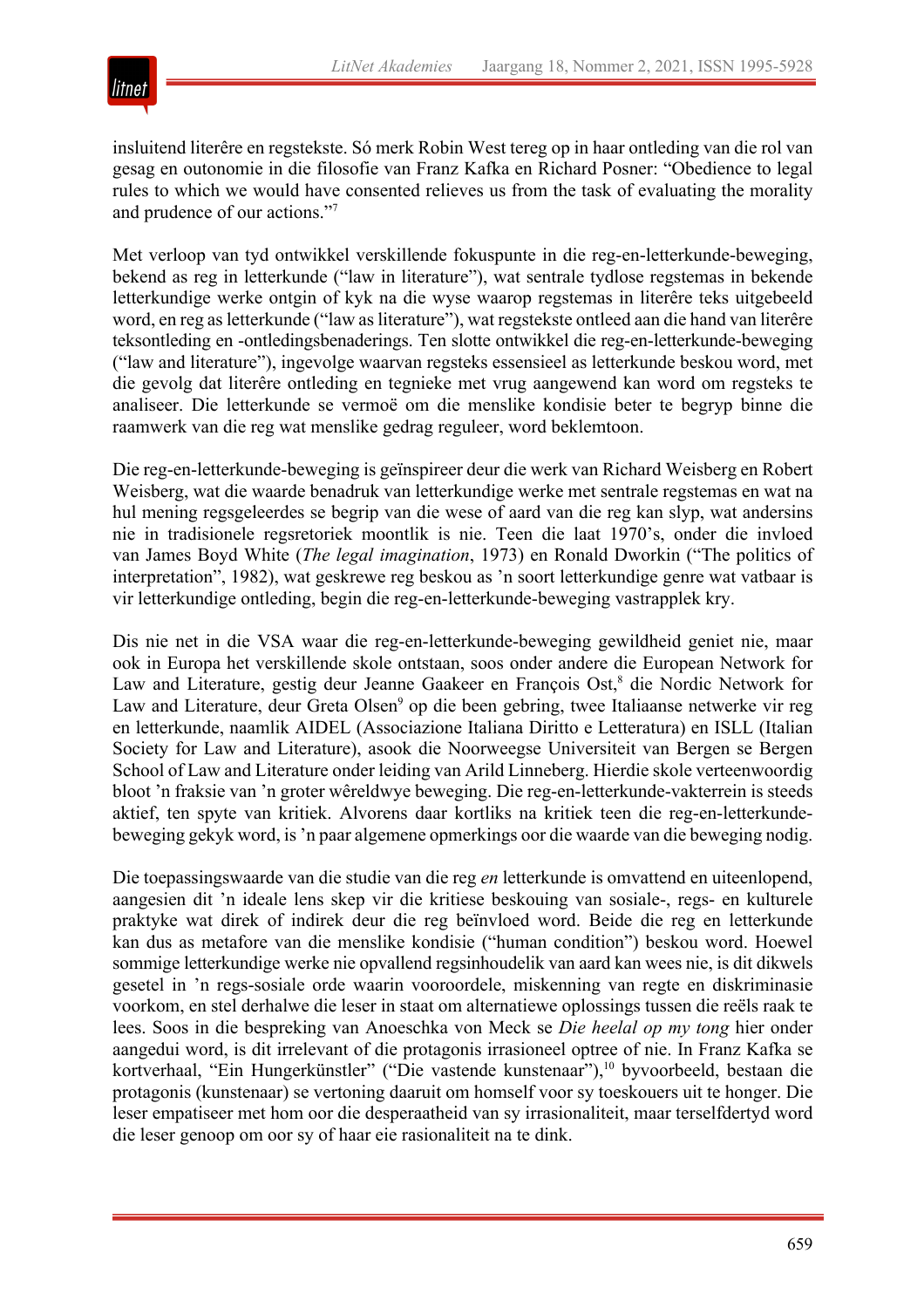insluitend literêre en regstekste. Só merk Robin West tereg op in haar ontleding van die rol van gesag en outonomie in die filosofie van Franz Kafka en Richard Posner: "Obedience to legal rules to which we would have consented relieves us from the task of evaluating the morality and prudence of our actions."[7]

Met verloop van tyd ontwikkel verskillende fokuspunte in die reg-en-letterkunde-beweging, bekend as reg in letterkunde ("law in literature"), wat sentrale tydlose regstemas in bekende letterkundige werke ontgin of kyk na die wyse waarop regstemas in literêre teks uitgebeeld word, en reg as letterkunde ("law as literature"), wat regstekste ontleed aan die hand van literêre teksontleding en -ontledingsbenaderings. Ten slotte ontwikkel die reg-en-letterkunde-beweging ("law and literature"), ingevolge waarvan regsteks essensieel as letterkunde beskou word, met die gevolg dat literêre ontleding en tegnieke met vrug aangewend kan word om regsteks te analiseer. Die letterkunde se vermoë om die menslike kondisie beter te begryp binne die raamwerk van die reg wat menslike gedrag reguleer, word beklemtoon.

Die reg-en-letterkunde-beweging is geïnspireer deur die werk van Richard Weisberg en Robert Weisberg, wat die waarde benadruk van letterkundige werke met sentrale regstemas en wat na hul mening regsgeleerdes se begrip van die wese of aard van die reg kan slyp, wat andersins nie in tradisionele regsretoriek moontlik is nie. Teen die laat 1970's, onder die invloed van James Boyd White (*The legal imagination*, 1973) en Ronald Dworkin ("The politics of interpretation", 1982), wat geskrewe reg beskou as 'n soort letterkundige genre wat vatbaar is vir letterkundige ontleding, begin die reg-en-letterkunde-beweging vastrapplek kry.

Dis nie net in die VSA waar die reg-en-letterkunde-beweging gewildheid geniet nie, maar ook in Europa het verskillende skole ontstaan, soos onder andere die European Network for Law and Literature, gestig deur Jeanne Gaakeer en François Ost,[8] die Nordic Network for Law and Literature, deur Greta Olsen[9] op die been gebring, twee Italiaanse netwerke vir reg en letterkunde, naamlik AIDEL (Associazione Italiana Diritto e Letteratura) en ISLL (Italian Society for Law and Literature), asook die Noorweegse Universiteit van Bergen se Bergen School of Law and Literature onder leiding van Arild Linneberg. Hierdie skole verteenwoordig bloot 'n fraksie van 'n groter wêreldwye beweging. Die reg-en-letterkunde-vakterrein is steeds aktief, ten spyte van kritiek. Alvorens daar kortliks na kritiek teen die reg-en-letterkunde-beweging gekyk word, is 'n paar algemene opmerkings oor die waarde van die beweging nodig.

Die toepassingswaarde van die studie van die reg *en* letterkunde is omvattend en uiteenlopend, aangesien dit 'n ideale lens skep vir die kritiese beskouing van sosiale-, regs- en kulturele praktyke wat direk of indirek deur die reg beïnvloed word. Beide die reg en letterkunde kan dus as metafore van die menslike kondisie ("human condition") beskou word. Hoewel sommige letterkundige werke nie opvallend regsinhoudelik van aard kan wees nie, is dit dikwels gesetel in 'n regs-sosiale orde waarin vooroordele, miskenning van regte en diskriminasie voorkom, en stel derhalwe die leser in staat om alternatiewe oplossings tussen die reëls raak te lees. Soos in die bespreking van Anoeschka von Meck se *Die heelal op my tong* hier onder aangedui word, is dit irrelevant of die protagonis irrasioneel optree of nie. In Franz Kafka se kortverhaal, "Ein Hungerkünstler" ("Die vastende kunstenaar"),[10] byvoorbeeld, bestaan die protagonis (kunstenaar) se vertoning daaruit om homself voor sy toeskouers uit te honger. Die leser empatiseer met hom oor die desperaatheid van sy irrasionaliteit, maar terselfdertyd word die leser genoop om oor sy of haar eie rasionaliteit na te dink.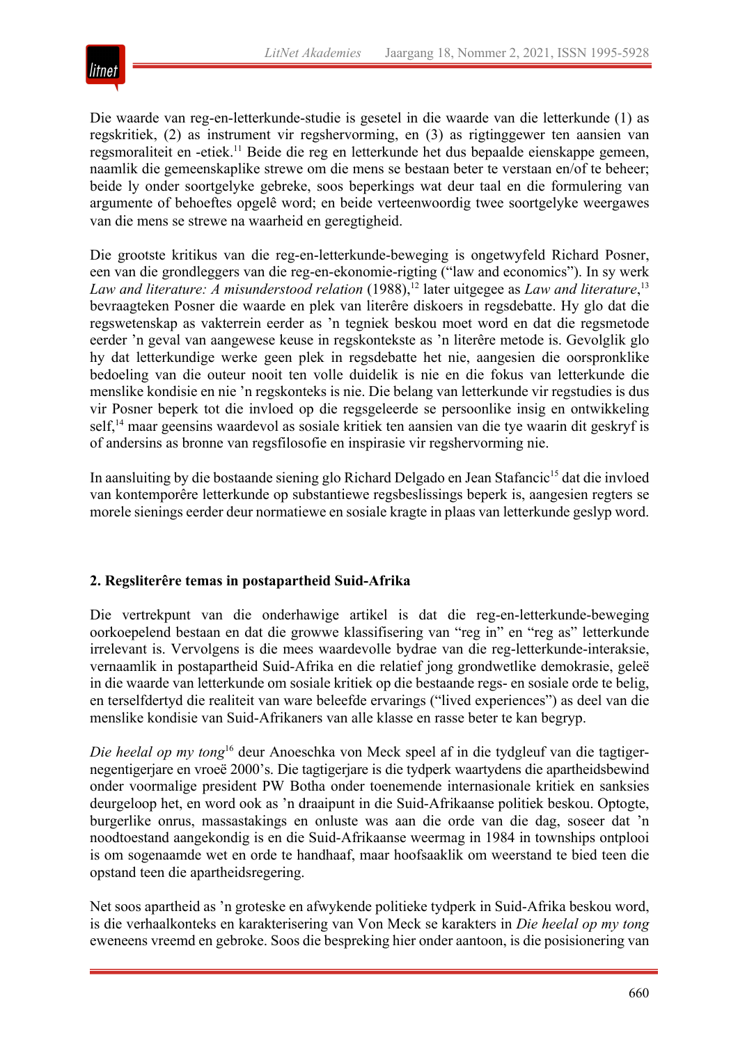Die waarde van reg-en-letterkunde-studie is gesetel in die waarde van die letterkunde (1) as regskritiek, (2) as instrument vir regshervorming, en (3) as rigtinggewer ten aansien van regsmoraliteit en -etiek.[11] Beide die reg en letterkunde het dus bepaalde eienskappe gemeen, naamlik die gemeenskaplike strewe om die mens se bestaan beter te verstaan en/of te beheer; beide ly onder soortgelyke gebreke, soos beperkings wat deur taal en die formulering van argumente of behoeftes opgelê word; en beide verteenwoordig twee soortgelyke weergawes van die mens se strewe na waarheid en geregtigheid.

Die grootste kritikus van die reg-en-letterkunde-beweging is ongetwyfeld Richard Posner, een van die grondleggers van die reg-en-ekonomie-rigting ("law and economics"). In sy werk *Law and literature: A misunderstood relation* (1988),[12] later uitgegee as *Law and literature*,[13] bevraagteken Posner die waarde en plek van literêre diskoers in regsdebatte. Hy glo dat die regswetenskap as vakterrein eerder as 'n tegniek beskou moet word en dat die regsmetode eerder 'n geval van aangewese keuse in regskontekste as 'n literêre metode is. Gevolglik glo hy dat letterkundige werke geen plek in regsdebatte het nie, aangesien die oorspronklike bedoeling van die outeur nooit ten volle duidelik is nie en die fokus van letterkunde die menslike kondisie en nie 'n regskonteks is nie. Die belang van letterkunde vir regstudies is dus vir Posner beperk tot die invloed op die regsgeleerde se persoonlike insig en ontwikkeling self,[14] maar geensins waardevol as sosiale kritiek ten aansien van die tye waarin dit geskryf is of andersins as bronne van regsfilosofie en inspirasie vir regshervorming nie.

In aansluiting by die bostaande siening glo Richard Delgado en Jean Stafancic[15] dat die invloed van kontemporêre letterkunde op substantiewe regsbeslissings beperk is, aangesien regters se morele sienings eerder deur normatiewe en sosiale kragte in plaas van letterkunde geslyp word.

## 2. Regsliterêre temas in postapartheid Suid-Afrika

Die vertrekpunt van die onderhawige artikel is dat die reg-en-letterkunde-beweging oorkoepelend bestaan en dat die growwe klassifisering van "reg in" en "reg as" letterkunde irrelevant is. Vervolgens is die mees waardevolle bydrae van die reg-letterkunde-interaksie, vernaamlik in postapartheid Suid-Afrika en die relatief jong grondwetlike demokrasie, geleë in die waarde van letterkunde om sosiale kritiek op die bestaande regs- en sosiale orde te belig, en terselfdertyd die realiteit van ware beleefde ervarings ("lived experiences") as deel van die menslike kondisie van Suid-Afrikaners van alle klasse en rasse beter te kan begryp.

*Die heelal op my tong*[16] deur Anoeschka von Meck speel af in die tydgleuf van die tagtiger-negentigerjare en vroeë 2000's. Die tagtigerjare is die tydperk waartydens die apartheidsbewind onder voormalige president PW Botha onder toenemende internasionale kritiek en sanksies deurgeloop het, en word ook as 'n draaipunt in die Suid-Afrikaanse politiek beskou. Optogte, burgerlike onrus, massastakings en onluste was aan die orde van die dag, soseer dat 'n noodtoestand aangekondig is en die Suid-Afrikaanse weermag in 1984 in townships ontplooi is om sogenaamde wet en orde te handhaaf, maar hoofsaaklik om weerstand te bied teen die opstand teen die apartheidsregering.

Net soos apartheid as 'n groteske en afwykende politieke tydperk in Suid-Afrika beskou word, is die verhaalkonteks en karakterisering van Von Meck se karakters in *Die heelal op my tong* eweneens vreemd en gebroke. Soos die bespreking hier onder aantoon, is die posisionering van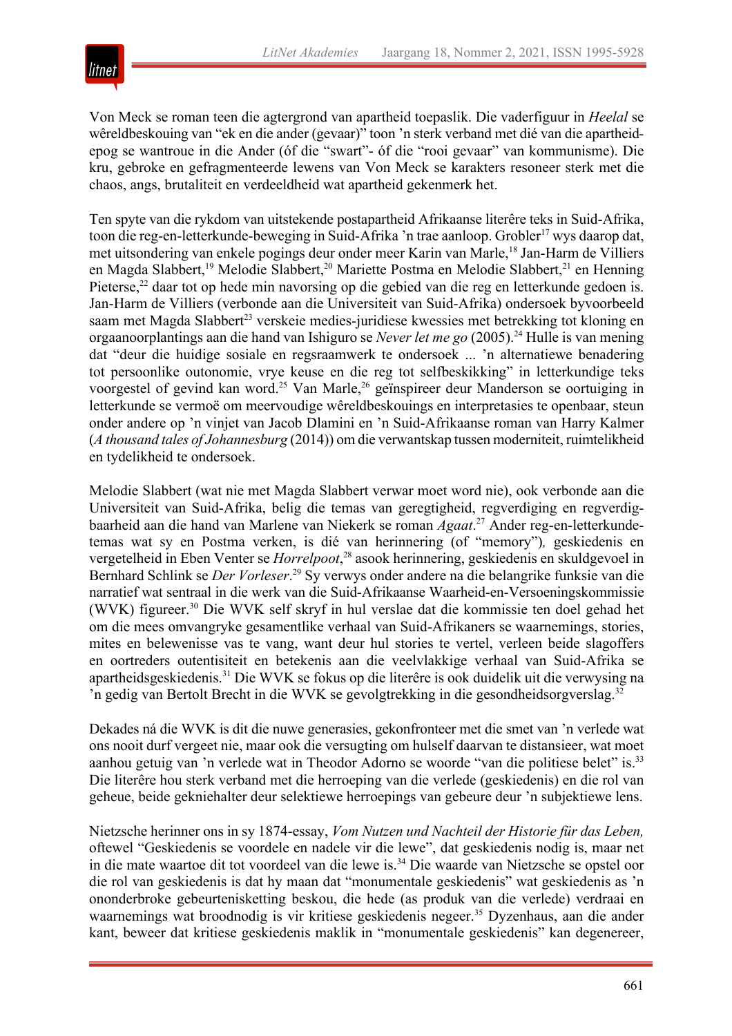Von Meck se roman teen die agtergrond van apartheid toepaslik. Die vaderfiguur in *Heelal* se wêreldbeskouing van "ek en die ander (gevaar)" toon 'n sterk verband met dié van die apartheid-epog se wantroue in die Ander (óf die "swart"- óf die "rooi gevaar" van kommunisme). Die kru, gebroke en gefragmenteerde lewens van Von Meck se karakters resoneer sterk met die chaos, angs, brutaliteit en verdeeldheid wat apartheid gekenmerk het.

Ten spyte van die rykdom van uitstekende postapartheid Afrikaanse literêre teks in Suid-Afrika, toon die reg-en-letterkunde-beweging in Suid-Afrika 'n trae aanloop. Grobler[17] wys daarop dat, met uitsondering van enkele pogings deur onder meer Karin van Marle,[18] Jan-Harm de Villiers en Magda Slabbert,[19] Melodie Slabbert,[20] Mariette Postma en Melodie Slabbert,[21] en Henning Pieterse,[22] daar tot op hede min navorsing op die gebied van die reg en letterkunde gedoen is. Jan-Harm de Villiers (verbonde aan die Universiteit van Suid-Afrika) ondersoek byvoorbeeld saam met Magda Slabbert[23] verskeie medies-juridiese kwessies met betrekking tot kloning en orgaanoorplantings aan die hand van Ishiguro se *Never let me go* (2005).[24] Hulle is van mening dat "deur die huidige sosiale en regsraamwerk te ondersoek ... 'n alternatiewe benadering tot persoonlike outonomie, vrye keuse en die reg tot selfbeskikking" in letterkundige teks voorgestel of gevind kan word.[25] Van Marle,[26] geïnspireer deur Manderson se oortuiging in letterkunde se vermoë om meervoudige wêreldbeskouings en interpretasies te openbaar, steun onder andere op 'n vinjet van Jacob Dlamini en 'n Suid-Afrikaanse roman van Harry Kalmer (*A thousand tales of Johannesburg* (2014)) om die verwantskap tussen moderniteit, ruimtelikheid en tydelikheid te ondersoek.

Melodie Slabbert (wat nie met Magda Slabbert verwar moet word nie), ook verbonde aan die Universiteit van Suid-Afrika, belig die temas van geregtigheid, regverdiging en regverdigbaarheid aan die hand van Marlene van Niekerk se roman *Agaat*.[27] Ander reg-en-letterkunde-temas wat sy en Postma verken, is dié van herinnering (of "memory"), geskiedenis en vergetelheid in Eben Venter se *Horrelpoot*,[28] asook herinnering, geskiedenis en skuldgevoel in Bernhard Schlink se *Der Vorleser*.[29] Sy verwys onder andere na die belangrike funksie van die narratief wat sentraal in die werk van die Suid-Afrikaanse Waarheid-en-Versoeningskommissie (WVK) figureer.[30] Die WVK self skryf in hul verslae dat die kommissie ten doel gehad het om die mees omvangryke gesamentlike verhaal van Suid-Afrikaners se waarnemings, stories, mites en belewenisse vas te vang, want deur hul stories te vertel, verleen beide slagoffers en oortreders outentisiteit en betekenis aan die veelvlakkige verhaal van Suid-Afrika se apartheidsgeskiedenis.[31] Die WVK se fokus op die literêre is ook duidelik uit die verwysing na 'n gedig van Bertolt Brecht in die WVK se gevolgtrekking in die gesondheidsorgverslag.[32]

Dekades ná die WVK is dit die nuwe generasies, gekonfronteer met die smet van 'n verlede wat ons nooit durf vergeet nie, maar ook die versugting om hulself daarvan te distansieer, wat moet aanhou getuig van 'n verlede wat in Theodor Adorno se woorde "van die politiese belet" is.[33] Die literêre hou sterk verband met die herroeping van die verlede (geskiedenis) en die rol van geheue, beide gekniehalter deur selektiewe herroepings van gebeure deur 'n subjektiewe lens.

Nietzsche herinner ons in sy 1874-essay, *Vom Nutzen und Nachteil der Historie für das Leben,* oftewel "Geskiedenis se voordele en nadele vir die lewe", dat geskiedenis nodig is, maar net in die mate waartoe dit tot voordeel van die lewe is.[34] Die waarde van Nietzsche se opstel oor die rol van geskiedenis is dat hy maan dat "monumentale geskiedenis" wat geskiedenis as 'n ononderbroke gebeurtenisketting beskou, die hede (as produk van die verlede) verdraai en waarnemings wat broodnodig is vir kritiese geskiedenis negeer.[35] Dyzenhaus, aan die ander kant, beweer dat kritiese geskiedenis maklik in "monumentale geskiedenis" kan degenereer,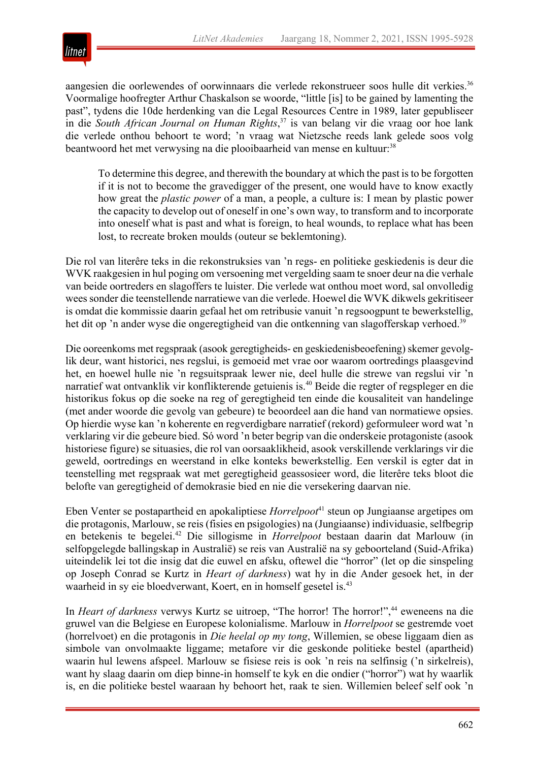aangesien die oorlewendes of oorwinnaars die verlede rekonstrueer soos hulle dit verkies.[36] Voormalige hoofregter Arthur Chaskalson se woorde, "little [is] to be gained by lamenting the past", tydens die 10de herdenking van die Legal Resources Centre in 1989, later gepubliseer in die *South African Journal on Human Rights*,[37] is van belang vir die vraag oor hoe lank die verlede onthou behoort te word; 'n vraag wat Nietzsche reeds lank gelede soos volg beantwoord het met verwysing na die plooibaarheid van mense en kultuur:[38]

> To determine this degree, and therewith the boundary at which the past is to be forgotten if it is not to become the gravedigger of the present, one would have to know exactly how great the *plastic power* of a man, a people, a culture is: I mean by plastic power the capacity to develop out of oneself in one's own way, to transform and to incorporate into oneself what is past and what is foreign, to heal wounds, to replace what has been lost, to recreate broken moulds (outeur se beklemtoning).

Die rol van literêre teks in die rekonstruksies van 'n regs- en politieke geskiedenis is deur die WVK raakgesien in hul poging om versoening met vergelding saam te snoer deur na die verhale van beide oortreders en slagoffers te luister. Die verlede wat onthou moet word, sal onvolledig wees sonder die teenstellende narratiewe van die verlede. Hoewel die WVK dikwels gekritiseer is omdat die kommissie daarin gefaal het om retribusie vanuit 'n regsoogpunt te bewerkstellig, het dit op 'n ander wyse die ongeregtigheid van die ontkenning van slagofferskap verhoed.[39]

Die ooreenkoms met regspraak (asook geregtigheids- en geskiedenisbeoefening) skemer gevolglik deur, want historici, nes regslui, is gemoeid met vrae oor waarom oortredings plaasgevind het, en hoewel hulle nie 'n regsuitspraak lewer nie, deel hulle die strewe van regslui vir 'n narratief wat ontvanklik vir konflikterende getuienis is.[40] Beide die regter of regspleger en die historikus fokus op die soeke na reg of geregtigheid ten einde die kousaliteit van handelinge (met ander woorde die gevolg van gebeure) te beoordeel aan die hand van normatiewe opsies. Op hierdie wyse kan 'n koherente en regverdigbare narratief (rekord) geformuleer word wat 'n verklaring vir die gebeure bied. Só word 'n beter begrip van die onderskeie protagoniste (asook historiese figure) se situasies, die rol van oorsaaklikheid, asook verskillende verklarings vir die geweld, oortredings en weerstand in elke konteks bewerkstellig. Een verskil is egter dat in teenstelling met regspraak wat met geregtigheid geassosieer word, die literêre teks bloot die belofte van geregtigheid of demokrasie bied en nie die versekering daarvan nie.

Eben Venter se postapartheid en apokaliptiese *Horrelpoot*[41] steun op Jungiaanse argetipes om die protagonis, Marlouw, se reis (fisies en psigologies) na (Jungiaanse) individuasie, selfbegrip en betekenis te begelei.[42] Die sillogisme in *Horrelpoot* bestaan daarin dat Marlouw (in selfopgelegde ballingskap in Australië) se reis van Australië na sy geboorteland (Suid-Afrika) uiteindelik lei tot die insig dat die euwel en afsku, oftewel die "horror" (let op die sinspeling op Joseph Conrad se Kurtz in *Heart of darkness*) wat hy in die Ander gesoek het, in der waarheid in sy eie bloedverwant, Koert, en in homself gesetel is.[43]

In *Heart of darkness* verwys Kurtz se uitroep, "The horror! The horror!",[44] eweneens na die gruwel van die Belgiese en Europese kolonialisme. Marlouw in *Horrelpoot* se gestremde voet (horrelvoet) en die protagonis in *Die heelal op my tong*, Willemien, se obese liggaam dien as simbole van onvolmaakte liggame; metafore vir die geskonde politieke bestel (apartheid) waarin hul lewens afspeel. Marlouw se fisiese reis is ook 'n reis na selfinsig ('n sirkelreis), want hy slaag daarin om diep binne-in homself te kyk en die ondier ("horror") wat hy waarlik is, en die politieke bestel waaraan hy behoort het, raak te sien. Willemien beleef self ook 'n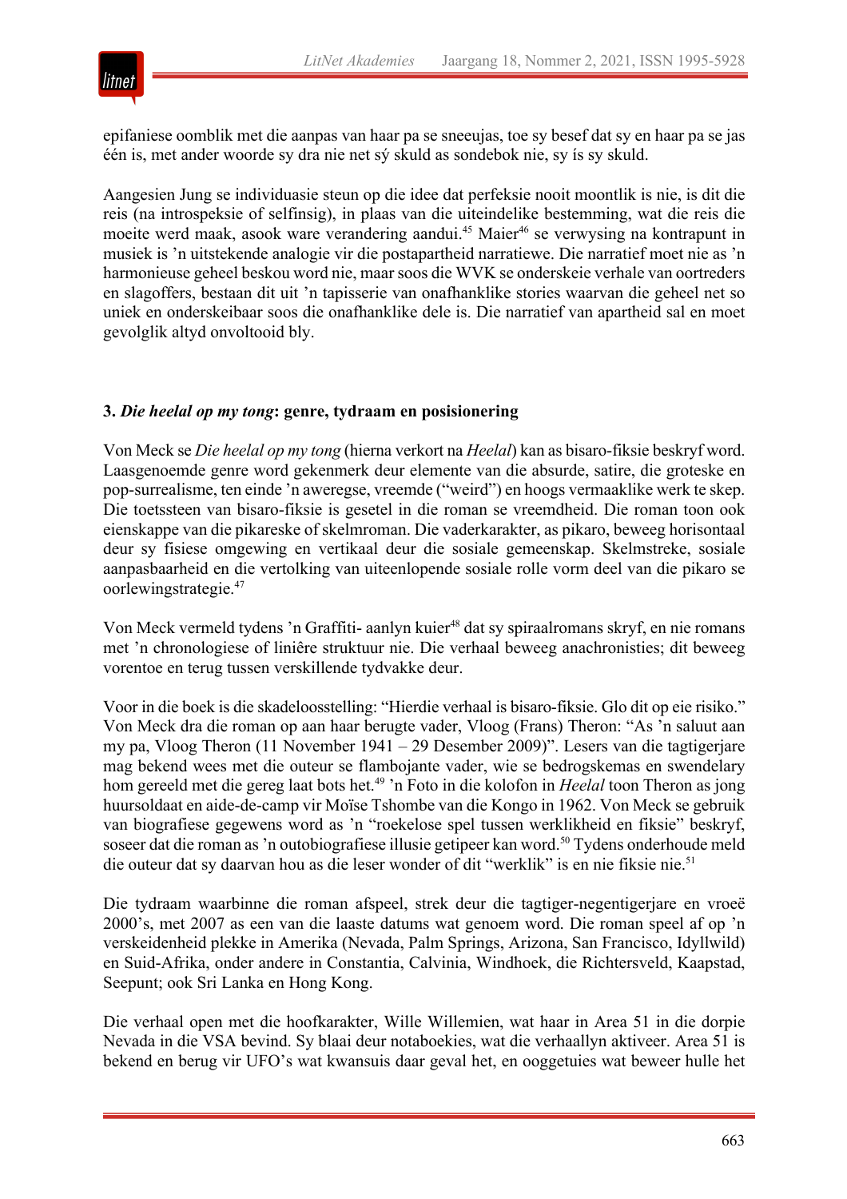epifaniese oomblik met die aanpas van haar pa se sneeujas, toe sy besef dat sy en haar pa se jas één is, met ander woorde sy dra nie net sý skuld as sondebok nie, sy ís sy skuld.

Aangesien Jung se individuasie steun op die idee dat perfeksie nooit moontlik is nie, is dit die reis (na introspeksie of selfinsig), in plaas van die uiteindelike bestemming, wat die reis die moeite werd maak, asook ware verandering aandui.[45] Maier[46] se verwysing na kontrapunt in musiek is 'n uitstekende analogie vir die postapartheid narratiewe. Die narratief moet nie as 'n harmonieuse geheel beskou word nie, maar soos die WVK se onderskeie verhale van oortreders en slagoffers, bestaan dit uit 'n tapisserie van onafhanklike stories waarvan die geheel net so uniek en onderskeibaar soos die onafhanklike dele is. Die narratief van apartheid sal en moet gevolglik altyd onvoltooid bly.

### 3. *Die heelal op my tong*: genre, tydraam en posisionering

Von Meck se *Die heelal op my tong* (hierna verkort na *Heelal*) kan as bisaro-fiksie beskryf word. Laasgenoemde genre word gekenmerk deur elemente van die absurde, satire, die groteske en pop-surrealisme, ten einde 'n aweregse, vreemde ("weird") en hoogs vermaaklike werk te skep. Die toetssteen van bisaro-fiksie is gesetel in die roman se vreemdheid. Die roman toon ook eienskappe van die pikareske of skelmroman. Die vaderkarakter, as pikaro, beweeg horisontaal deur sy fisiese omgewing en vertikaal deur die sosiale gemeenskap. Skelmstreke, sosiale aanpasbaarheid en die vertolking van uiteenlopende sosiale rolle vorm deel van die pikaro se oorlewingstrategie.[47]

Von Meck vermeld tydens 'n Graffiti- aanlyn kuier[48] dat sy spiraalromans skryf, en nie romans met 'n chronologiese of liniêre struktuur nie. Die verhaal beweeg anachronisties; dit beweeg vorentoe en terug tussen verskillende tydvakke deur.

Voor in die boek is die skadeloosstelling: "Hierdie verhaal is bisaro-fiksie. Glo dit op eie risiko." Von Meck dra die roman op aan haar berugte vader, Vloog (Frans) Theron: "As 'n saluut aan my pa, Vloog Theron (11 November 1941 – 29 Desember 2009)". Lesers van die tagtigerjare mag bekend wees met die outeur se flambojante vader, wie se bedrogskemas en swendelary hom gereeld met die gereg laat bots het.[49] 'n Foto in die kolofon in *Heelal* toon Theron as jong huursoldaat en aide-de-camp vir Moïse Tshombe van die Kongo in 1962. Von Meck se gebruik van biografiese gegewens word as 'n "roekelose spel tussen werklikheid en fiksie" beskryf, soseer dat die roman as 'n outobiografiese illusie getipeer kan word.[50] Tydens onderhoude meld die outeur dat sy daarvan hou as die leser wonder of dit "werklik" is en nie fiksie nie.[51]

Die tydraam waarbinne die roman afspeel, strek deur die tagtiger-negentigerjare en vroeë 2000's, met 2007 as een van die laaste datums wat genoem word. Die roman speel af op 'n verskeidenheid plekke in Amerika (Nevada, Palm Springs, Arizona, San Francisco, Idyllwild) en Suid-Afrika, onder andere in Constantia, Calvinia, Windhoek, die Richtersveld, Kaapstad, Seepunt; ook Sri Lanka en Hong Kong.

Die verhaal open met die hoofkarakter, Wille Willemien, wat haar in Area 51 in die dorpie Nevada in die VSA bevind. Sy blaai deur notaboekies, wat die verhaallyn aktiveer. Area 51 is bekend en berug vir UFO's wat kwansuis daar geval het, en ooggetuies wat beweer hulle het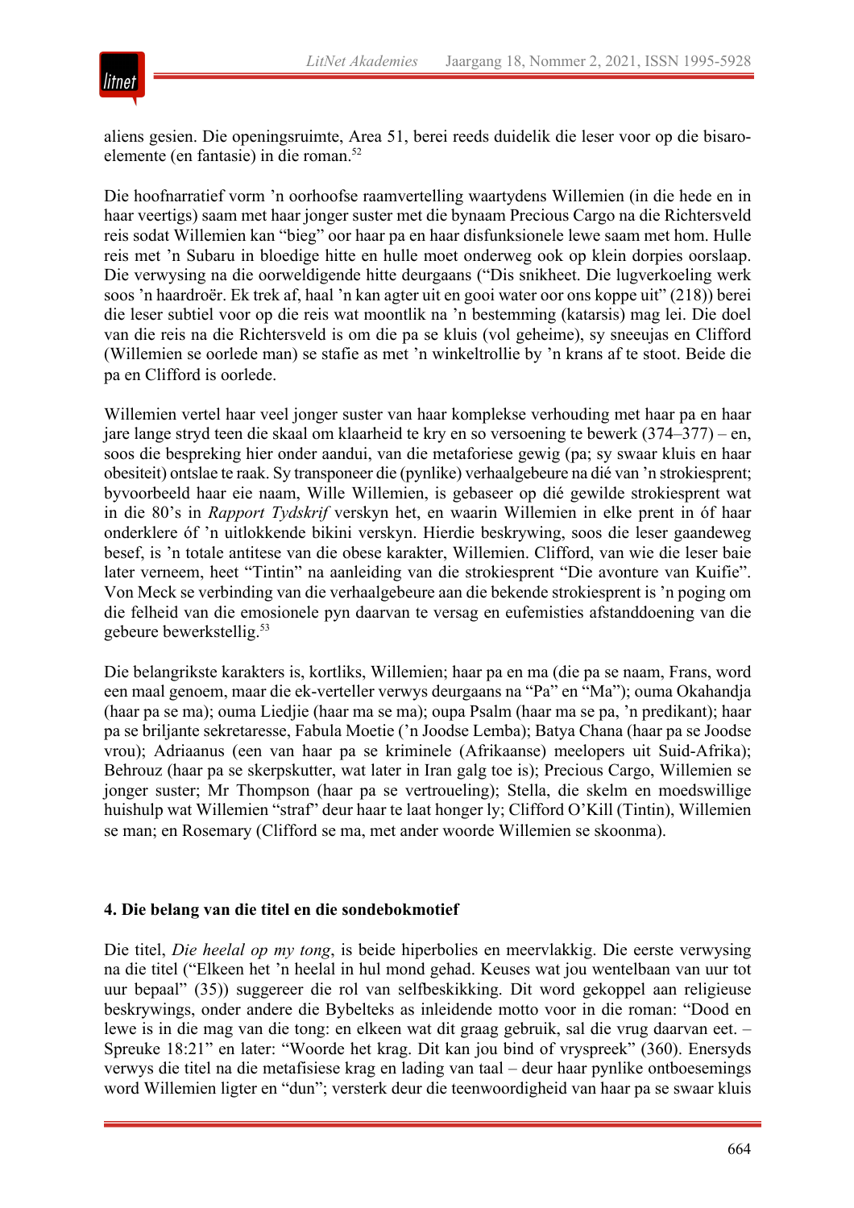aliens gesien. Die openingsruimte, Area 51, berei reeds duidelik die leser voor op die bisaro-elemente (en fantasie) in die roman.[52]

Die hoofnarratief vorm 'n oorhoofse raamvertelling waartydens Willemien (in die hede en in haar veertigs) saam met haar jonger suster met die bynaam Precious Cargo na die Richtersveld reis sodat Willemien kan "bieg" oor haar pa en haar disfunksionele lewe saam met hom. Hulle reis met 'n Subaru in bloedige hitte en hulle moet onderweg ook op klein dorpies oorslaap. Die verwysing na die oorweldigende hitte deurgaans ("Dis snikheet. Die lugverkoeling werk soos 'n haardroër. Ek trek af, haal 'n kan agter uit en gooi water oor ons koppe uit" (218)) berei die leser subtiel voor op die reis wat moontlik na 'n bestemming (katarsis) mag lei. Die doel van die reis na die Richtersveld is om die pa se kluis (vol geheime), sy sneeujas en Clifford (Willemien se oorlede man) se stafie as met 'n winkeltrollie by 'n krans af te stoot. Beide die pa en Clifford is oorlede.

Willemien vertel haar veel jonger suster van haar komplekse verhouding met haar pa en haar jare lange stryd teen die skaal om klaarheid te kry en so versoening te bewerk (374–377) – en, soos die bespreking hier onder aandui, van die metaforiese gewig (pa; sy swaar kluis en haar obesiteit) ontslae te raak. Sy transponeer die (pynlike) verhaalgebeure na dié van 'n strokiesprent; byvoorbeeld haar eie naam, Wille Willemien, is gebaseer op dié gewilde strokiesprent wat in die 80's in *Rapport Tydskrif* verskyn het, en waarin Willemien in elke prent in óf haar onderklere óf 'n uitlokkende bikini verskyn. Hierdie beskrywing, soos die leser gaandeweg besef, is 'n totale antitese van die obese karakter, Willemien. Clifford, van wie die leser baie later verneem, heet "Tintin" na aanleiding van die strokiesprent "Die avonture van Kuifie". Von Meck se verbinding van die verhaalgebeure aan die bekende strokiesprent is 'n poging om die felheid van die emosionele pyn daarvan te versag en eufemisties afstanddoening van die gebeure bewerkstellig.[53]

Die belangrikste karakters is, kortliks, Willemien; haar pa en ma (die pa se naam, Frans, word een maal genoem, maar die ek-verteller verwys deurgaans na "Pa" en "Ma"); ouma Okahandja (haar pa se ma); ouma Liedjie (haar ma se ma); oupa Psalm (haar ma se pa, 'n predikant); haar pa se briljante sekretaresse, Fabula Moetie ('n Joodse Lemba); Batya Chana (haar pa se Joodse vrou); Adriaanus (een van haar pa se kriminele (Afrikaanse) meelopers uit Suid-Afrika); Behrouz (haar pa se skerpskutter, wat later in Iran galg toe is); Precious Cargo, Willemien se jonger suster; Mr Thompson (haar pa se vertroueling); Stella, die skelm en moedswillige huishulp wat Willemien "straf" deur haar te laat honger ly; Clifford O'Kill (Tintin), Willemien se man; en Rosemary (Clifford se ma, met ander woorde Willemien se skoonma).

## 4. Die belang van die titel en die sondebokmotief

Die titel, *Die heelal op my tong*, is beide hiperbolies en meervlakkig. Die eerste verwysing na die titel ("Elkeen het 'n heelal in hul mond gehad. Keuses wat jou wentelbaan van uur tot uur bepaal" (35)) suggereer die rol van selfbeskikking. Dit word gekoppel aan religieuse beskrywings, onder andere die Bybelteks as inleidende motto voor in die roman: "Dood en lewe is in die mag van die tong: en elkeen wat dit graag gebruik, sal die vrug daarvan eet. – Spreuke 18:21" en later: "Woorde het krag. Dit kan jou bind of vryspreek" (360). Enersyds verwys die titel na die metafisiese krag en lading van taal – deur haar pynlike ontboesemings word Willemien ligter en "dun"; versterk deur die teenwoordigheid van haar pa se swaar kluis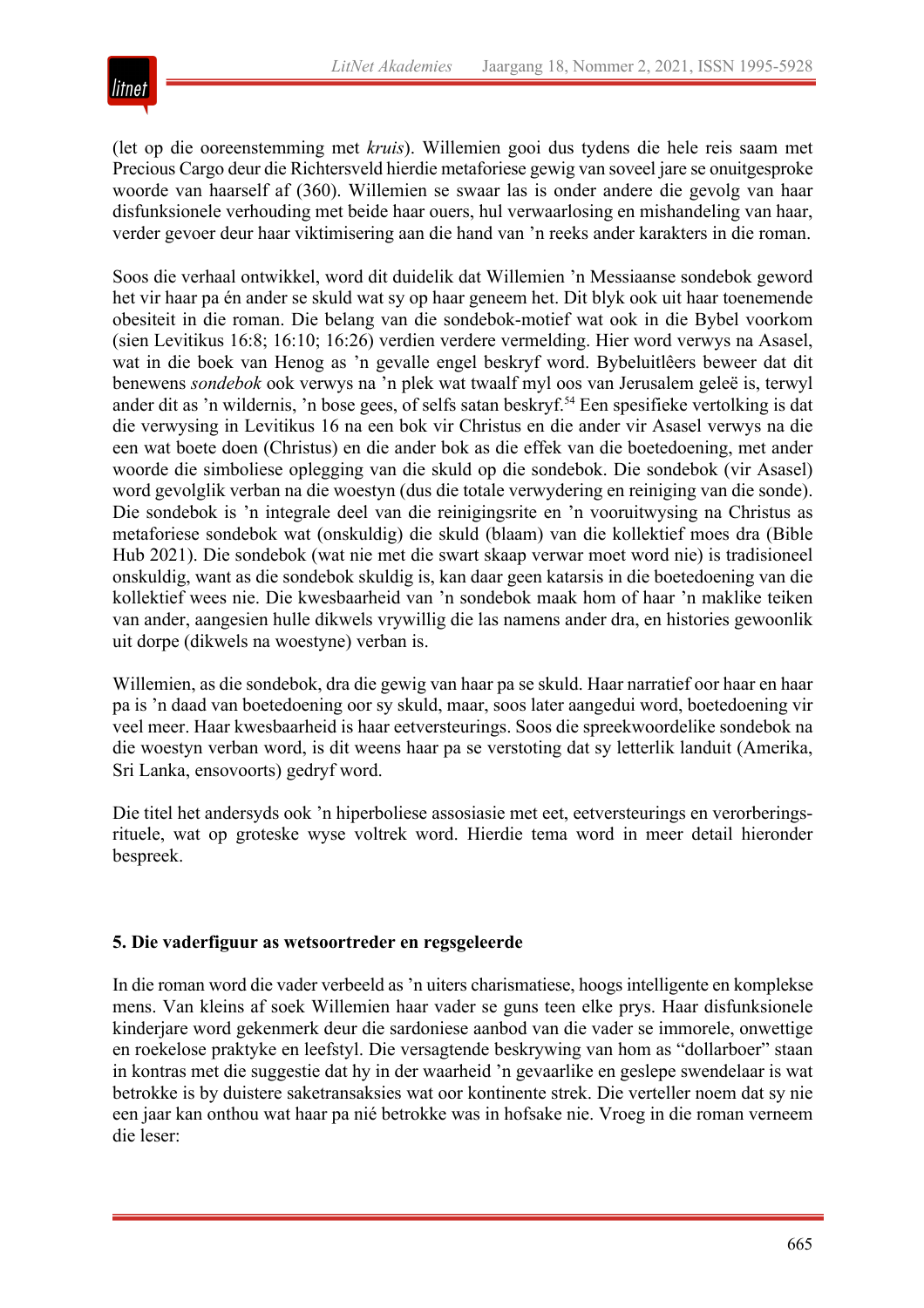(let op die ooreenstemming met *kruis*). Willemien gooi dus tydens die hele reis saam met Precious Cargo deur die Richtersveld hierdie metaforiese gewig van soveel jare se onuitgesproke woorde van haarself af (360). Willemien se swaar las is onder andere die gevolg van haar disfunksionele verhouding met beide haar ouers, hul verwaarlosing en mishandeling van haar, verder gevoer deur haar viktimisering aan die hand van 'n reeks ander karakters in die roman.

Soos die verhaal ontwikkel, word dit duidelik dat Willemien 'n Messiaanse sondebok geword het vir haar pa én ander se skuld wat sy op haar geneem het. Dit blyk ook uit haar toenemende obesiteit in die roman. Die belang van die sondebok-motief wat ook in die Bybel voorkom (sien Levitikus 16:8; 16:10; 16:26) verdien verdere vermelding. Hier word verwys na Asasel, wat in die boek van Henog as 'n gevalle engel beskryf word. Bybeluitlêers beweer dat dit benewens *sondebok* ook verwys na 'n plek wat twaalf myl oos van Jerusalem geleë is, terwyl ander dit as 'n wildernis, 'n bose gees, of selfs satan beskryf.[54] Een spesifieke vertolking is dat die verwysing in Levitikus 16 na een bok vir Christus en die ander vir Asasel verwys na die een wat boete doen (Christus) en die ander bok as die effek van die boetedoening, met ander woorde die simboliese oplegging van die skuld op die sondebok. Die sondebok (vir Asasel) word gevolglik verban na die woestyn (dus die totale verwydering en reiniging van die sonde). Die sondebok is 'n integrale deel van die reinigingsrite en 'n vooruitwysing na Christus as metaforiese sondebok wat (onskuldig) die skuld (blaam) van die kollektief moes dra (Bible Hub 2021). Die sondebok (wat nie met die swart skaap verwar moet word nie) is tradisioneel onskuldig, want as die sondebok skuldig is, kan daar geen katarsis in die boetedoening van die kollektief wees nie. Die kwesbaarheid van 'n sondebok maak hom of haar 'n maklike teiken van ander, aangesien hulle dikwels vrywillig die las namens ander dra, en histories gewoonlik uit dorpe (dikwels na woestyne) verban is.

Willemien, as die sondebok, dra die gewig van haar pa se skuld. Haar narratief oor haar en haar pa is 'n daad van boetedoening oor sy skuld, maar, soos later aangedui word, boetedoening vir veel meer. Haar kwesbaarheid is haar eetversteurings. Soos die spreekwoordelike sondebok na die woestyn verban word, is dit weens haar pa se verstoting dat sy letterlik landuit (Amerika, Sri Lanka, ensovoorts) gedryf word.

Die titel het andersyds ook 'n hiperboliese assosiasie met eet, eetversteurings en verorberingsrituele, wat op groteske wyse voltrek word. Hierdie tema word in meer detail hieronder bespreek.

### 5. Die vaderfiguur as wetsoortreder en regsgeleerde

In die roman word die vader verbeeld as 'n uiters charismatiese, hoogs intelligente en komplekse mens. Van kleins af soek Willemien haar vader se guns teen elke prys. Haar disfunksionele kinderjare word gekenmerk deur die sardoniese aanbod van die vader se immorele, onwettige en roekelose praktyke en leefstyl. Die versagtende beskrywing van hom as "dollarboer" staan in kontras met die suggestie dat hy in der waarheid 'n gevaarlike en geslepe swendelaar is wat betrokke is by duistere saketransaksies wat oor kontinente strek. Die verteller noem dat sy nie een jaar kan onthou wat haar pa nié betrokke was in hofsake nie. Vroeg in die roman verneem die leser: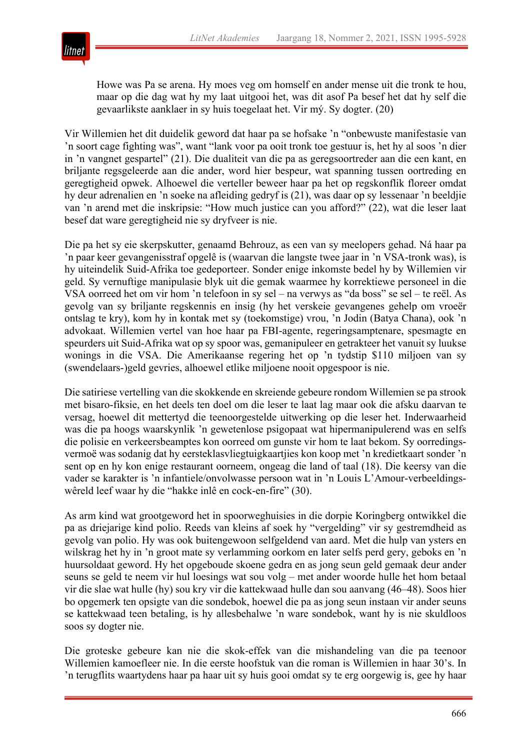> Howe was Pa se arena. Hy moes veg om homself en ander mense uit die tronk te hou, maar op die dag wat hy my laat uitgooi het, was dit asof Pa besef het dat hy self die gevaarlikste aanklaer in sy huis toegelaat het. Vir mý. Sy dogter. (20)

Vir Willemien het dit duidelik geword dat haar pa se hofsake ’n “onbewuste manifestasie van ’n soort cage fighting was”, want “lank voor pa ooit tronk toe gestuur is, het hy al soos ’n dier in ’n vangnet gespartel” (21). Die dualiteit van die pa as geregsoortreder aan die een kant, en briljante regsgeleerde aan die ander, word hier bespeur, wat spanning tussen oortreding en geregtigheid opwek. Alhoewel die verteller beweer haar pa het op regskonflik floreer omdat hy deur adrenalien en ’n soeke na afleiding gedryf is (21), was daar op sy lessenaar ’n beeldjie van ’n arend met die inskripsie: “How much justice can you afford?” (22), wat die leser laat besef dat ware geregtigheid nie sy dryfveer is nie.

Die pa het sy eie skerpskutter, genaamd Behrouz, as een van sy meelopers gehad. Ná haar pa ’n paar keer gevangenisstraf opgelê is (waarvan die langste twee jaar in ’n VSA-tronk was), is hy uiteindelik Suid-Afrika toe gedeporteer. Sonder enige inkomste bedel hy by Willemien vir geld. Sy vernuftige manipulasie blyk uit die gemak waarmee hy korrektiewe personeel in die VSA oorreed het om vir hom ’n telefoon in sy sel – na verwys as “da boss” se sel – te reël. As gevolg van sy briljante regskennis en insig (hy het verskeie gevangenes gehelp om vroeër ontslag te kry), kom hy in kontak met sy (toekomstige) vrou, ’n Jodin (Batya Chana), ook ’n advokaat. Willemien vertel van hoe haar pa FBI-agente, regeringsamptenare, spesmagte en speurders uit Suid-Afrika wat op sy spoor was, gemanipuleer en getrakteer het vanuit sy luukse wonings in die VSA. Die Amerikaanse regering het op ’n tydstip $110 miljoen van sy (swendelaars-)geld gevries, alhoewel etlike miljoene nooit opgespoor is nie.

Die satiriese vertelling van die skokkende en skreiende gebeure rondom Willemien se pa strook met bisaro-fiksie, en het deels ten doel om die leser te laat lag maar ook die afsku daarvan te versag, hoewel dit mettertyd die teenoorgestelde uitwerking op die leser het. Inderwaarheid was die pa hoogs waarskynlik ’n gewetenlose psigopaat wat hipermanipulerend was en selfs die polisie en verkeersbeamptes kon oorreed om gunste vir hom te laat bekom. Sy oorredingsvermoë was sodanig dat hy eersteklasvliegtuigkaartjies kon koop met ’n kredietkaart sonder ’n sent op en hy kon enige restaurant oorneem, ongeag die land of taal (18). Die keersy van die vader se karakter is ’n infantiele/onvolwasse persoon wat in ’n Louis L’Amour-verbeeldingswêreld leef waar hy die “hakke inlê en cock-en-fire” (30).

As arm kind wat grootgeword het in spoorweghuisies in die dorpie Koringberg ontwikkel die pa as driejarige kind polio. Reeds van kleins af soek hy “vergelding” vir sy gestremdheid as gevolg van polio. Hy was ook buitengewoon selfgeldend van aard. Met die hulp van ysters en wilskrag het hy in ’n groot mate sy verlamming oorkom en later selfs perd gery, geboks en ’n huursoldaat geword. Hy het opgeboude skoene gedra en as jong seun geld gemaak deur ander seuns se geld te neem vir hul loesings wat sou volg – met ander woorde hulle het hom betaal vir die slae wat hulle (hy) sou kry vir die kattekwaad hulle dan sou aanvang (46–48). Soos hier bo opgemerk ten opsigte van die sondebok, hoewel die pa as jong seun instaan vir ander seuns se kattekwaad teen betaling, is hy allesbehalwe ’n ware sondebok, want hy is nie skuldloos soos sy dogter nie.

Die groteske gebeure kan nie die skok-effek van die mishandeling van die pa teenoor Willemien kamoefleer nie. In die eerste hoofstuk van die roman is Willemien in haar 30’s. In ’n terugflits waartydens haar pa haar uit sy huis gooi omdat sy te erg oorgewig is, gee hy haar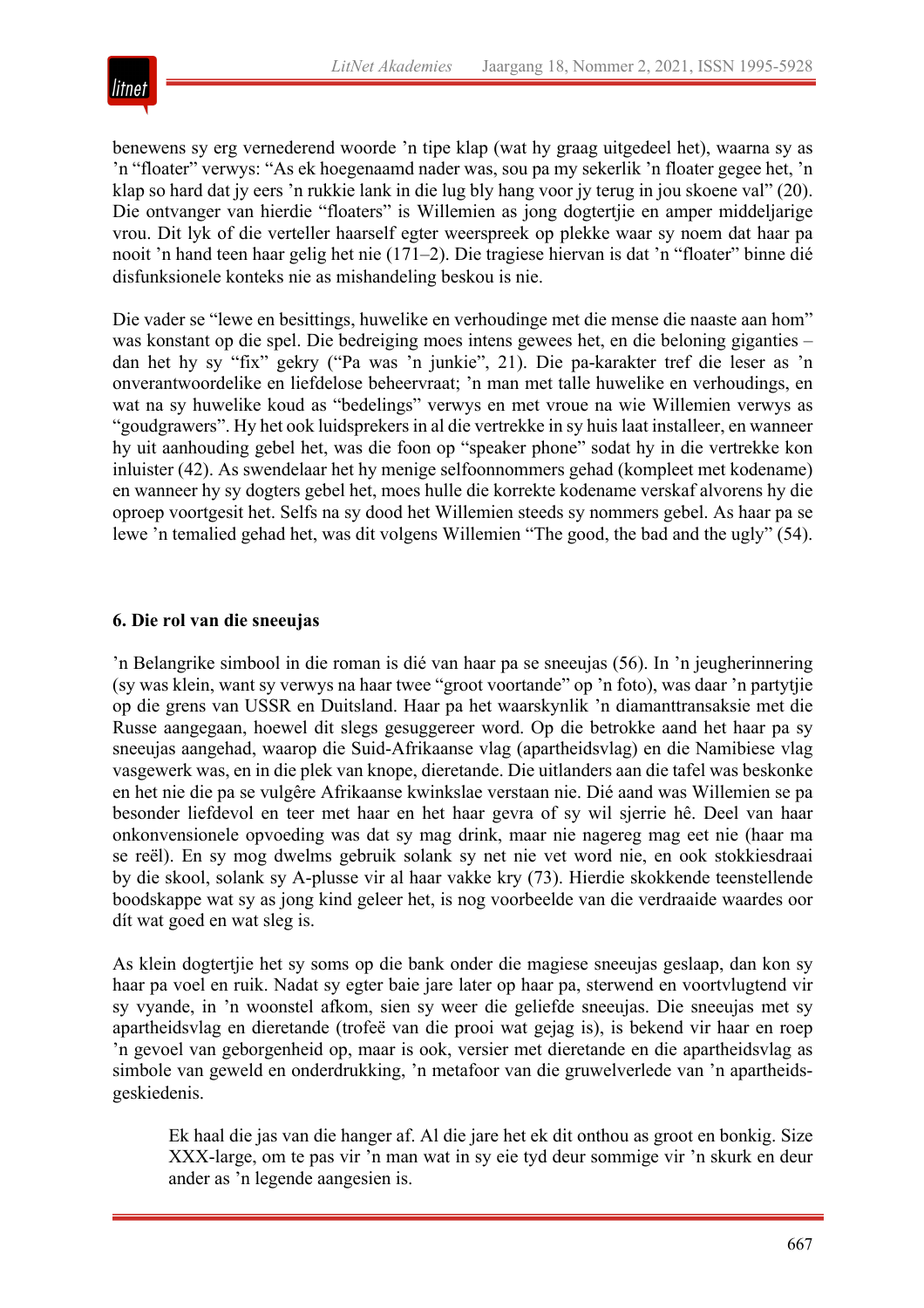benewens sy erg vernederend woorde ’n tipe klap (wat hy graag uitgedeel het), waarna sy as ’n “floater” verwys: “As ek hoegenaamd nader was, sou pa my sekerlik ’n floater gegee het, ’n klap so hard dat jy eers ’n rukkie lank in die lug bly hang voor jy terug in jou skoene val” (20). Die ontvanger van hierdie “floaters” is Willemien as jong dogtertjie en amper middeljarige vrou. Dit lyk of die verteller haarself egter weerspreek op plekke waar sy noem dat haar pa nooit ’n hand teen haar gelig het nie (171–2). Die tragiese hiervan is dat ’n “floater” binne dié disfunksionele konteks nie as mishandeling beskou is nie.

Die vader se “lewe en besittings, huwelike en verhoudinge met die mense die naaste aan hom” was konstant op die spel. Die bedreiging moes intens gewees het, en die beloning giganties – dan het hy sy “fix” gekry (“Pa was ’n junkie”, 21). Die pa-karakter tref die leser as ’n onverantwoordelike en liefdelose beheervraat; ’n man met talle huwelike en verhoudings, en wat na sy huwelike koud as “bedelings” verwys en met vroue na wie Willemien verwys as “goudgrawers”. Hy het ook luidsprekers in al die vertrekke in sy huis laat installeer, en wanneer hy uit aanhouding gebel het, was die foon op “speaker phone” sodat hy in die vertrekke kon inluister (42). As swendelaar het hy menige selfoonnommers gehad (kompleet met kodename) en wanneer hy sy dogters gebel het, moes hulle die korrekte kodename verskaf alvorens hy die oproep voortgesit het. Selfs na sy dood het Willemien steeds sy nommers gebel. As haar pa se lewe ’n temalied gehad het, was dit volgens Willemien “The good, the bad and the ugly” (54).

### 6. Die rol van die sneeujas

’n Belangrike simbool in die roman is dié van haar pa se sneeujas (56). In ’n jeugherinnering (sy was klein, want sy verwys na haar twee “groot voortande” op ’n foto), was daar ’n partytjie op die grens van USSR en Duitsland. Haar pa het waarskynlik ’n diamanttransaksie met die Russe aangegaan, hoewel dit slegs gesuggereer word. Op die betrokke aand het haar pa sy sneeujas aangehad, waarop die Suid-Afrikaanse vlag (apartheidsvlag) en die Namibiese vlag vasgewerk was, en in die plek van knope, dieretande. Die uitlanders aan die tafel was beskonke en het nie die pa se vulgêre Afrikaanse kwinkslae verstaan nie. Dié aand was Willemien se pa besonder liefdevol en teer met haar en het haar gevra of sy wil sjerrie hê. Deel van haar onkonvensionele opvoeding was dat sy mag drink, maar nie nagereg mag eet nie (haar ma se reël). En sy mog dwelms gebruik solank sy net nie vet word nie, en ook stokkiesdraai by die skool, solank sy A-plusse vir al haar vakke kry (73). Hierdie skokkende teenstellende boodskappe wat sy as jong kind geleer het, is nog voorbeelde van die verdraaide waardes oor dít wat goed en wat sleg is.

As klein dogtertjie het sy soms op die bank onder die magiese sneeujas geslaap, dan kon sy haar pa voel en ruik. Nadat sy egter baie jare later op haar pa, sterwend en voortvlugtend vir sy vyande, in ’n woonstel afkom, sien sy weer die geliefde sneeujas. Die sneeujas met sy apartheidsvlag en dieretande (trofeë van die prooi wat gejag is), is bekend vir haar en roep ’n gevoel van geborgenheid op, maar is ook, versier met dieretande en die apartheidsvlag as simbole van geweld en onderdrukking, ’n metafoor van die gruwelverlede van ’n apartheidsgeskiedenis.

> Ek haal die jas van die hanger af. Al die jare het ek dit onthou as groot en bonkig. Size XXX-large, om te pas vir ’n man wat in sy eie tyd deur sommige vir ’n skurk en deur ander as ’n legende aangesien is.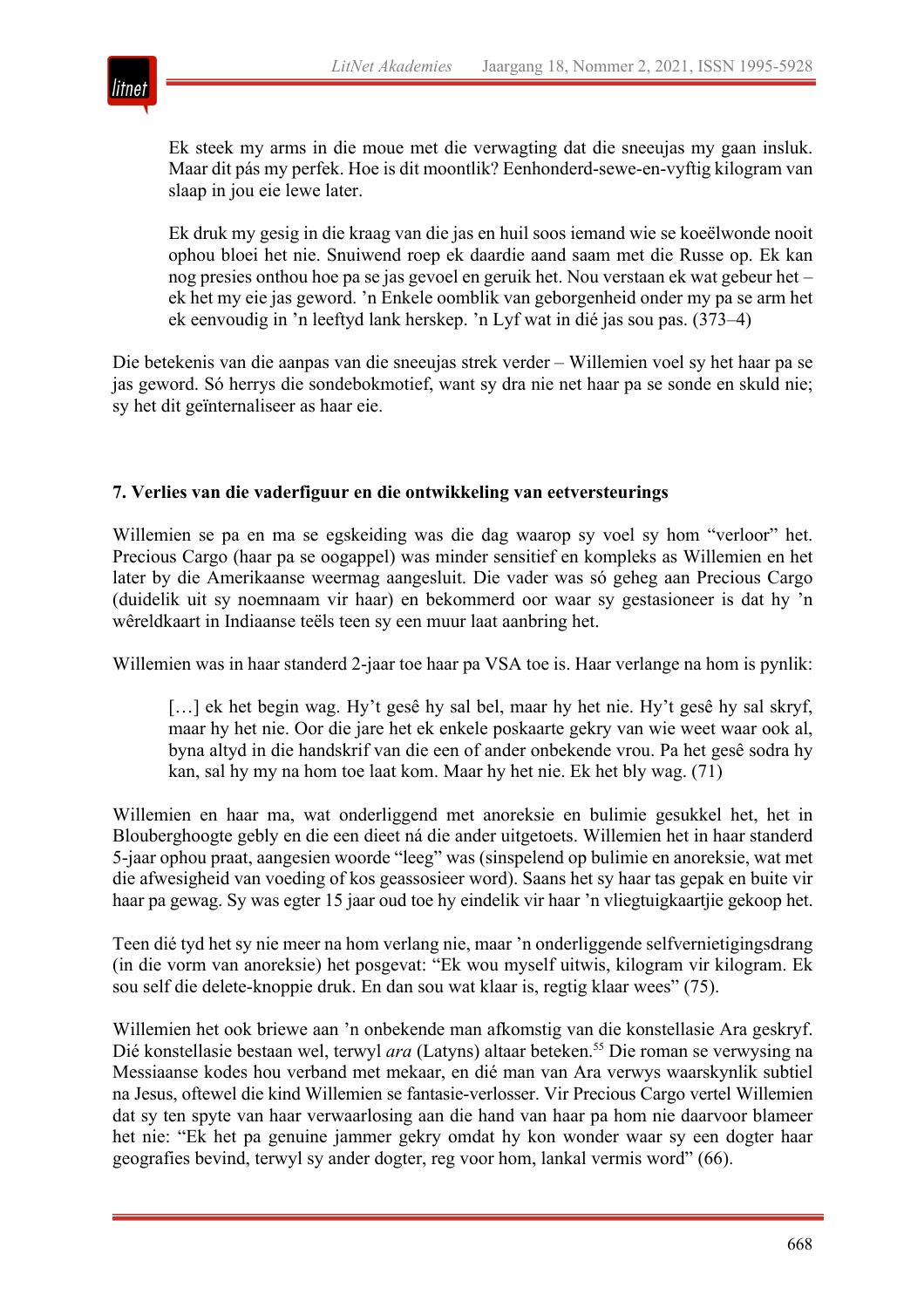> Ek steek my arms in die moue met die verwagting dat die sneeujas my gaan insluk. Maar dit pás my perfek. Hoe is dit moontlik? Eenhonderd-sewe-en-vyftig kilogram van slaap in jou eie lewe later.
>
> Ek druk my gesig in die kraag van die jas en huil soos iemand wie se koeëlwonde nooit ophou bloei het nie. Snuiwend roep ek daardie aand saam met die Russe op. Ek kan nog presies onthou hoe pa se jas gevoel en geruik het. Nou verstaan ek wat gebeur het – ek het my eie jas geword. 'n Enkele oomblik van geborgenheid onder my pa se arm het ek eenvoudig in 'n leeftyd lank herskep. 'n Lyf wat in dié jas sou pas. (373–4)

Die betekenis van die aanpas van die sneeujas strek verder – Willemien voel sy het haar pa se jas geword. Só herrys die sondebokmotief, want sy dra nie net haar pa se sonde en skuld nie; sy het dit geïnternaliseer as haar eie.

## 7. Verlies van die vaderfiguur en die ontwikkeling van eetversteurings

Willemien se pa en ma se egskeiding was die dag waarop sy voel sy hom "verloor" het. Precious Cargo (haar pa se oogappel) was minder sensitief en kompleks as Willemien en het later by die Amerikaanse weermag aangesluit. Die vader was só geheg aan Precious Cargo (duidelik uit sy noemnaam vir haar) en bekommerd oor waar sy gestasioneer is dat hy 'n wêreldkaart in Indiaanse teëls teen sy een muur laat aanbring het.

Willemien was in haar standerd 2-jaar toe haar pa VSA toe is. Haar verlange na hom is pynlik:

> […] ek het begin wag. Hy't gesê hy sal bel, maar hy het nie. Hy't gesê hy sal skryf, maar hy het nie. Oor die jare het ek enkele poskaarte gekry van wie weet waar ook al, byna altyd in die handskrif van die een of ander onbekende vrou. Pa het gesê sodra hy kan, sal hy my na hom toe laat kom. Maar hy het nie. Ek het bly wag. (71)

Willemien en haar ma, wat onderliggend met anoreksie en bulimie gesukkel het, het in Blouberghoogte gebly en die een dieet ná die ander uitgetoets. Willemien het in haar standerd 5-jaar ophou praat, aangesien woorde "leeg" was (sinspelend op bulimie en anoreksie, wat met die afwesigheid van voeding of kos geassosieer word). Saans het sy haar tas gepak en buite vir haar pa gewag. Sy was egter 15 jaar oud toe hy eindelik vir haar 'n vliegtuigkaartjie gekoop het.

Teen dié tyd het sy nie meer na hom verlang nie, maar 'n onderliggende selfvernietigingsdrang (in die vorm van anoreksie) het posgevat: "Ek wou myself uitwis, kilogram vir kilogram. Ek sou self die delete-knoppie druk. En dan sou wat klaar is, regtig klaar wees" (75).

Willemien het ook briewe aan 'n onbekende man afkomstig van die konstellasie Ara geskryf. Dié konstellasie bestaan wel, terwyl *ara* (Latyns) altaar beteken.[55] Die roman se verwysing na Messiaanse kodes hou verband met mekaar, en dié man van Ara verwys waarskynlik subtiel na Jesus, oftewel die kind Willemien se fantasie-verlosser. Vir Precious Cargo vertel Willemien dat sy ten spyte van haar verwaarlosing aan die hand van haar pa hom nie daarvoor blameer het nie: "Ek het pa genuine jammer gekry omdat hy kon wonder waar sy een dogter haar geografies bevind, terwyl sy ander dogter, reg voor hom, lankal vermis word" (66).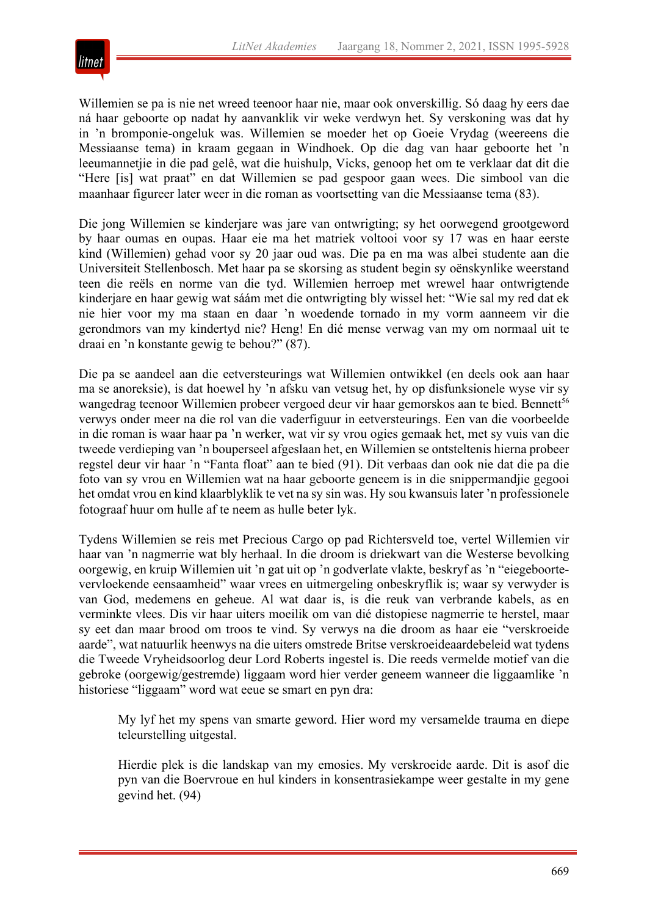Willemien se pa is nie net wreed teenoor haar nie, maar ook onverskillig. Só daag hy eers dae ná haar geboorte op nadat hy aanvanklik vir weke verdwyn het. Sy verskoning was dat hy in 'n bromponie-ongeluk was. Willemien se moeder het op Goeie Vrydag (weereens die Messiaanse tema) in kraam gegaan in Windhoek. Op die dag van haar geboorte het 'n leeumannetjie in die pad gelê, wat die huishulp, Vicks, genoop het om te verklaar dat dit die "Here [is] wat praat" en dat Willemien se pad gespoor gaan wees. Die simbool van die maanhaar figureer later weer in die roman as voortsetting van die Messiaanse tema (83).

Die jong Willemien se kinderjare was jare van ontwrigting; sy het oorwegend grootgeword by haar oumas en oupas. Haar eie ma het matriek voltooi voor sy 17 was en haar eerste kind (Willemien) gehad voor sy 20 jaar oud was. Die pa en ma was albei studente aan die Universiteit Stellenbosch. Met haar pa se skorsing as student begin sy oënskynlike weerstand teen die reëls en norme van die tyd. Willemien herroep met wrewel haar ontwrigtende kinderjare en haar gewig wat sáám met die ontwrigting bly wissel het: "Wie sal my red dat ek nie hier voor my ma staan en daar 'n woedende tornado in my vorm aanneem vir die gerondmors van my kindertyd nie? Heng! En dié mense verwag van my om normaal uit te draai en 'n konstante gewig te behou?" (87).

Die pa se aandeel aan die eetversteurings wat Willemien ontwikkel (en deels ook aan haar ma se anoreksie), is dat hoewel hy 'n afsku van vetsug het, hy op disfunksionele wyse vir sy wangedrag teenoor Willemien probeer vergoed deur vir haar gemorskos aan te bied. Bennett[56] verwys onder meer na die rol van die vaderfiguur in eetversteurings. Een van die voorbeelde in die roman is waar haar pa 'n werker, wat vir sy vrou ogies gemaak het, met sy vuis van die tweede verdieping van 'n bouperseel afgeslaan het, en Willemien se ontsteltenis hierna probeer regstel deur vir haar 'n "Fanta float" aan te bied (91). Dit verbaas dan ook nie dat die pa die foto van sy vrou en Willemien wat na haar geboorte geneem is in die snippermandjie gegooi het omdat vrou en kind klaarblyklik te vet na sy sin was. Hy sou kwansuis later 'n professionele fotograaf huur om hulle af te neem as hulle beter lyk.

Tydens Willemien se reis met Precious Cargo op pad Richtersveld toe, vertel Willemien vir haar van 'n nagmerrie wat bly herhaal. In die droom is driekwart van die Westerse bevolking oorgewig, en kruip Willemien uit 'n gat uit op 'n godverlate vlakte, beskryf as 'n "eiegeboorte-vervloekende eensaamheid" waar vrees en uitmergeling onbeskryflik is; waar sy verwyder is van God, medemens en geheue. Al wat daar is, is die reuk van verbrande kabels, as en verminkte vlees. Dis vir haar uiters moeilik om van dié distopiese nagmerrie te herstel, maar sy eet dan maar brood om troos te vind. Sy verwys na die droom as haar eie "verskroeide aarde", wat natuurlik heenwys na die uiters omstrede Britse verskroeideaardebeleid wat tydens die Tweede Vryheidsoorlog deur Lord Roberts ingestel is. Die reeds vermelde motief van die gebroke (oorgewig/gestremde) liggaam word hier verder geneem wanneer die liggaamlike 'n historiese "liggaam" word wat eeue se smart en pyn dra:

> My lyf het my spens van smarte geword. Hier word my versamelde trauma en diepe teleurstelling uitgestal.
>
> Hierdie plek is die landskap van my emosies. My verskroeide aarde. Dit is asof die pyn van die Boervroue en hul kinders in konsentrasiekampe weer gestalte in my gene gevind het. (94)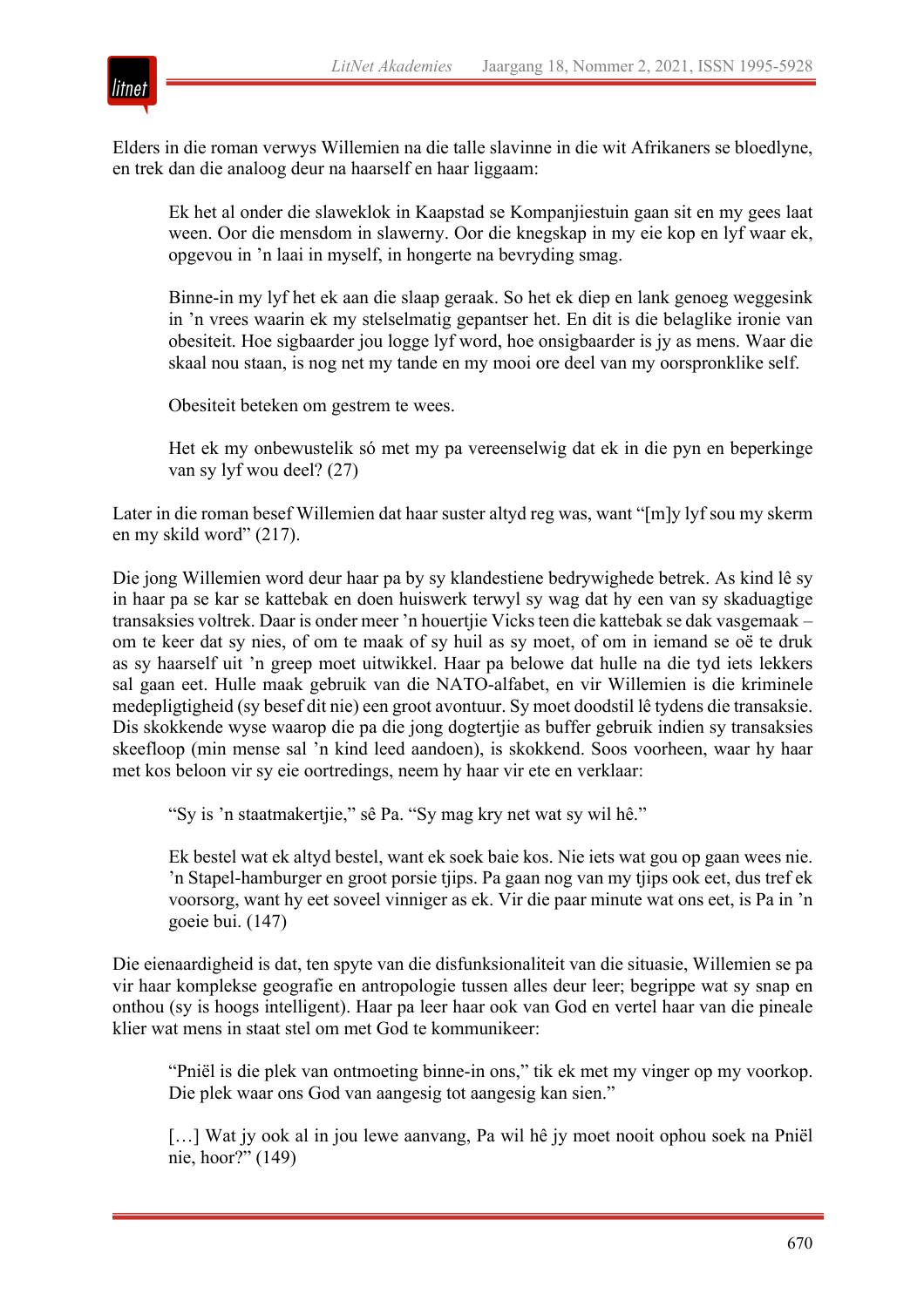Elders in die roman verwys Willemien na die talle slavinne in die wit Afrikaners se bloedlyne, en trek dan die analoog deur na haarself en haar liggaam:

> Ek het al onder die slaweklok in Kaapstad se Kompanjiestuin gaan sit en my gees laat ween. Oor die mensdom in slawerny. Oor die knegskap in my eie kop en lyf waar ek, opgevou in 'n laai in myself, in hongerte na bevryding smag.
>
> Binne-in my lyf het ek aan die slaap geraak. So het ek diep en lank genoeg weggesink in 'n vrees waarin ek my stelselmatig gepantser het. En dit is die belaglike ironie van obesiteit. Hoe sigbaarder jou logge lyf word, hoe onsigbaarder is jy as mens. Waar die skaal nou staan, is nog net my tande en my mooi ore deel van my oorspronklike self.
>
> Obesiteit beteken om gestrem te wees.
>
> Het ek my onbewustelik só met my pa vereenselwig dat ek in die pyn en beperkinge van sy lyf wou deel? (27)

Later in die roman besef Willemien dat haar suster altyd reg was, want "[m]y lyf sou my skerm en my skild word" (217).

Die jong Willemien word deur haar pa by sy klandestiene bedrywighede betrek. As kind lê sy in haar pa se kar se kattebak en doen huiswerk terwyl sy wag dat hy een van sy skaduagtige transaksies voltrek. Daar is onder meer 'n houertjie Vicks teen die kattebak se dak vasgemaak – om te keer dat sy nies, of om te maak of sy huil as sy moet, of om in iemand se oë te druk as sy haarself uit 'n greep moet uitwikkel. Haar pa belowe dat hulle na die tyd iets lekkers sal gaan eet. Hulle maak gebruik van die NATO-alfabet, en vir Willemien is die kriminele medepligtigheid (sy besef dit nie) een groot avontuur. Sy moet doodstil lê tydens die transaksie. Dis skokkende wyse waarop die pa die jong dogtertjie as buffer gebruik indien sy transaksies skeefloop (min mense sal 'n kind leed aandoen), is skokkend. Soos voorheen, waar hy haar met kos beloon vir sy eie oortredings, neem hy haar vir ete en verklaar:

> "Sy is 'n staatmakertjie," sê Pa. "Sy mag kry net wat sy wil hê."
>
> Ek bestel wat ek altyd bestel, want ek soek baie kos. Nie iets wat gou op gaan wees nie. 'n Stapel-hamburger en groot porsie tjips. Pa gaan nog van my tjips ook eet, dus tref ek voorsorg, want hy eet soveel vinniger as ek. Vir die paar minute wat ons eet, is Pa in 'n goeie bui. (147)

Die eienaardigheid is dat, ten spyte van die disfunksionaliteit van die situasie, Willemien se pa vir haar komplekse geografie en antropologie tussen alles deur leer; begrippe wat sy snap en onthou (sy is hoogs intelligent). Haar pa leer haar ook van God en vertel haar van die pineale klier wat mens in staat stel om met God te kommunikeer:

> "Pniël is die plek van ontmoeting binne-in ons," tik ek met my vinger op my voorkop. Die plek waar ons God van aangesig tot aangesig kan sien."
>
> […] Wat jy ook al in jou lewe aanvang, Pa wil hê jy moet nooit ophou soek na Pniël nie, hoor?" (149)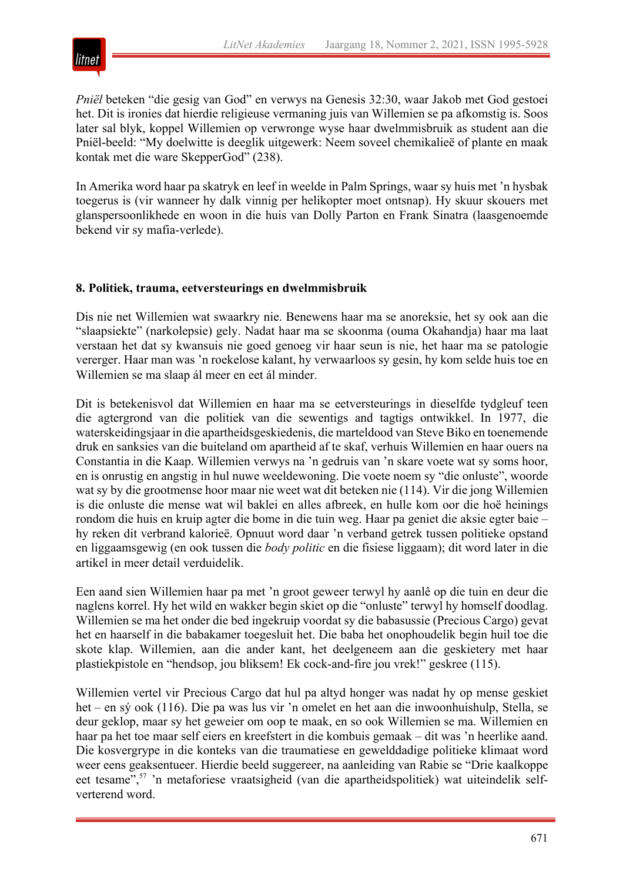*Pniël* beteken "die gesig van God" en verwys na Genesis 32:30, waar Jakob met God gestoei het. Dit is ironies dat hierdie religieuse vermaning juis van Willemien se pa afkomstig is. Soos later sal blyk, koppel Willemien op verwronge wyse haar dwelmmisbruik as student aan die Pniël-beeld: "My doelwitte is deeglik uitgewerk: Neem soveel chemikalieë of plante en maak kontak met die ware SkepperGod" (238).

In Amerika word haar pa skatryk en leef in weelde in Palm Springs, waar sy huis met 'n hysbak toegerus is (vir wanneer hy dalk vinnig per helikopter moet ontsnap). Hy skuur skouers met glanspersoonlikhede en woon in die huis van Dolly Parton en Frank Sinatra (laasgenoemde bekend vir sy mafia-verlede).

## 8. Politiek, trauma, eetversteurings en dwelmmisbruik

Dis nie net Willemien wat swaarkry nie. Benewens haar ma se anoreksie, het sy ook aan die "slaapsiekte" (narkolepsie) gely. Nadat haar ma se skoonma (ouma Okahandja) haar ma laat verstaan het dat sy kwansuis nie goed genoeg vir haar seun is nie, het haar ma se patologie vererger. Haar man was 'n roekelose kalant, hy verwaarloos sy gesin, hy kom selde huis toe en Willemien se ma slaap ál meer en eet ál minder.

Dit is betekenisvol dat Willemien en haar ma se eetversteurings in dieselfde tydgleuf teen die agtergrond van die politiek van die sewentigs and tagtigs ontwikkel. In 1977, die waterskeidingsjaar in die apartheidsgeskiedenis, die marteldood van Steve Biko en toenemende druk en sanksies van die buiteland om apartheid af te skaf, verhuis Willemien en haar ouers na Constantia in die Kaap. Willemien verwys na 'n gedruis van 'n skare voete wat sy soms hoor, en is onrustig en angstig in hul nuwe weeldewoning. Die voete noem sy "die onluste", woorde wat sy by die grootmense hoor maar nie weet wat dit beteken nie (114). Vir die jong Willemien is die onluste die mense wat wil baklei en alles afbreek, en hulle kom oor die hoë heinings rondom die huis en kruip agter die bome in die tuin weg. Haar pa geniet die aksie egter baie – hy reken dit verbrand kalorieë. Opnuut word daar 'n verband getrek tussen politieke opstand en liggaamsgewig (en ook tussen die *body politic* en die fisiese liggaam); dit word later in die artikel in meer detail verduidelik.

Een aand sien Willemien haar pa met 'n groot geweer terwyl hy aanlê op die tuin en deur die naglens korrel. Hy het wild en wakker begin skiet op die "onluste" terwyl hy homself doodlag. Willemien se ma het onder die bed ingekruip voordat sy die babasussie (Precious Cargo) gevat het en haarself in die babakamer toegesluit het. Die baba het onophoudelik begin huil toe die skote klap. Willemien, aan die ander kant, het deelgeneem aan die geskietery met haar plastiekpistole en "hendsop, jou bliksem! Ek cock-and-fire jou vrek!" geskree (115).

Willemien vertel vir Precious Cargo dat hul pa altyd honger was nadat hy op mense geskiet het – en sý ook (116). Die pa was lus vir 'n omelet en het aan die inwoonhuishulp, Stella, se deur geklop, maar sy het geweier om oop te maak, en so ook Willemien se ma. Willemien en haar pa het toe maar self eiers en kreefstert in die kombuis gemaak – dit was 'n heerlike aand. Die kosvergrype in die konteks van die traumatiese en gewelddadige politieke klimaat word weer eens geaksentueer. Hierdie beeld suggereer, na aanleiding van Rabie se "Drie kaalkoppe eet tesame",[57] 'n metaforiese vraatsigheid (van die apartheidspolitiek) wat uiteindelik selfverterend word.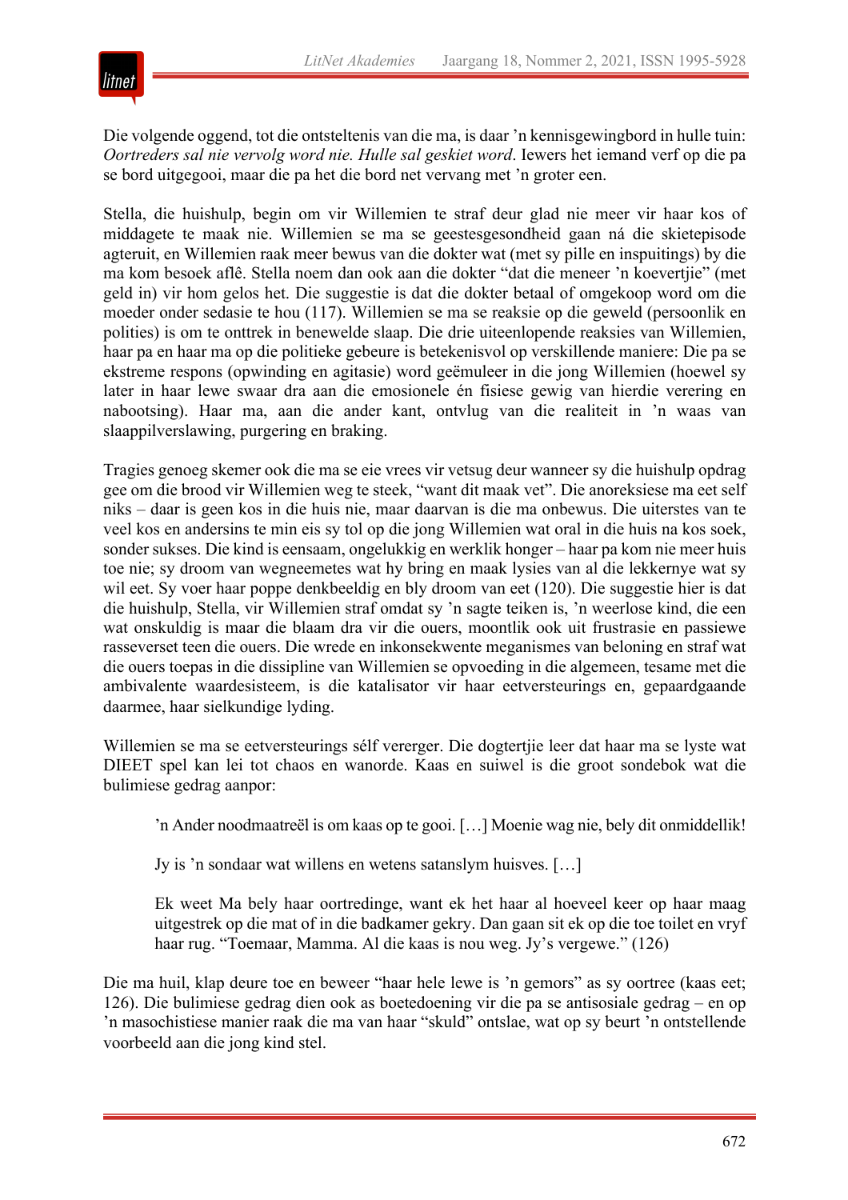Die volgende oggend, tot die ontsteltenis van die ma, is daar ’n kennisgewingbord in hulle tuin: *Oortreders sal nie vervolg word nie. Hulle sal geskiet word*. Iewers het iemand verf op die pa se bord uitgegooi, maar die pa het die bord net vervang met ’n groter een.

Stella, die huishulp, begin om vir Willemien te straf deur glad nie meer vir haar kos of middagete te maak nie. Willemien se ma se geestesgesondheid gaan ná die skietepisode agteruit, en Willemien raak meer bewus van die dokter wat (met sy pille en inspuitings) by die ma kom besoek aflê. Stella noem dan ook aan die dokter “dat die meneer ’n koevertjie” (met geld in) vir hom gelos het. Die suggestie is dat die dokter betaal of omgekoop word om die moeder onder sedasie te hou (117). Willemien se ma se reaksie op die geweld (persoonlik en polities) is om te onttrek in benewelde slaap. Die drie uiteenlopende reaksies van Willemien, haar pa en haar ma op die politieke gebeure is betekenisvol op verskillende maniere: Die pa se ekstreme respons (opwinding en agitasie) word geëmuleer in die jong Willemien (hoewel sy later in haar lewe swaar dra aan die emosionele én fisiese gewig van hierdie verering en nabootsing). Haar ma, aan die ander kant, ontvlug van die realiteit in ’n waas van slaappilverslawing, purgering en braking.

Tragies genoeg skemer ook die ma se eie vrees vir vetsug deur wanneer sy die huishulp opdrag gee om die brood vir Willemien weg te steek, “want dit maak vet”. Die anoreksiese ma eet self niks – daar is geen kos in die huis nie, maar daarvan is die ma onbewus. Die uiterstes van te veel kos en andersins te min eis sy tol op die jong Willemien wat oral in die huis na kos soek, sonder sukses. Die kind is eensaam, ongelukkig en werklik honger – haar pa kom nie meer huis toe nie; sy droom van wegneemetes wat hy bring en maak lysies van al die lekkernye wat sy wil eet. Sy voer haar poppe denkbeeldig en bly droom van eet (120). Die suggestie hier is dat die huishulp, Stella, vir Willemien straf omdat sy ’n sagte teiken is, ’n weerlose kind, die een wat onskuldig is maar die blaam dra vir die ouers, moontlik ook uit frustrasie en passiewe rasseverset teen die ouers. Die wrede en inkonsekwente meganismes van beloning en straf wat die ouers toepas in die dissipline van Willemien se opvoeding in die algemeen, tesame met die ambivalente waardesisteem, is die katalisator vir haar eetversteurings en, gepaardgaande daarmee, haar sielkundige lyding.

Willemien se ma se eetversteurings sélf vererger. Die dogtertjie leer dat haar ma se lyste wat DIEET spel kan lei tot chaos en wanorde. Kaas en suiwel is die groot sondebok wat die bulimiese gedrag aanpor:

> ’n Ander noodmaatreël is om kaas op te gooi. […] Moenie wag nie, bely dit onmiddellik!
>
> Jy is ’n sondaar wat willens en wetens satanslym huisves. […]
>
> Ek weet Ma bely haar oortredinge, want ek het haar al hoeveel keer op haar maag uitgestrek op die mat of in die badkamer gekry. Dan gaan sit ek op die toe toilet en vryf haar rug. “Toemaar, Mamma. Al die kaas is nou weg. Jy’s vergewe.” (126)

Die ma huil, klap deure toe en beweer “haar hele lewe is ’n gemors” as sy oortree (kaas eet; 126). Die bulimiese gedrag dien ook as boetedoening vir die pa se antisosiale gedrag – en op ’n masochistiese manier raak die ma van haar “skuld” ontslae, wat op sy beurt ’n ontstellende voorbeeld aan die jong kind stel.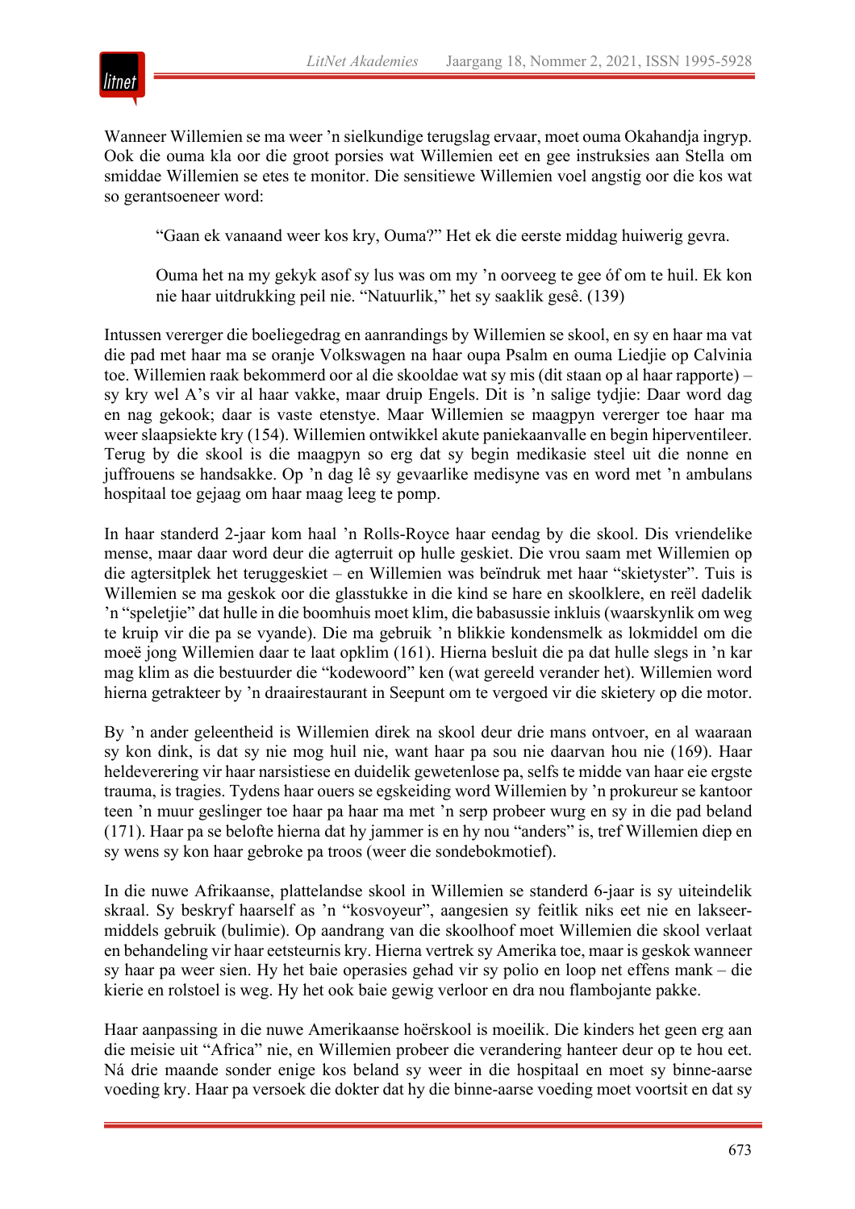Wanneer Willemien se ma weer ’n sielkundige terugslag ervaar, moet ouma Okahandja ingryp. Ook die ouma kla oor die groot porsies wat Willemien eet en gee instruksies aan Stella om smiddae Willemien se etes te monitor. Die sensitiewe Willemien voel angstig oor die kos wat so gerantsoeneer word:

> “Gaan ek vanaand weer kos kry, Ouma?” Het ek die eerste middag huiwerig gevra.
>
> Ouma het na my gekyk asof sy lus was om my ’n oorveeg te gee óf om te huil. Ek kon nie haar uitdrukking peil nie. “Natuurlik,” het sy saaklik gesê. (139)

Intussen vererger die boeliegedrag en aanrandings by Willemien se skool, en sy en haar ma vat die pad met haar ma se oranje Volkswagen na haar oupa Psalm en ouma Liedjie op Calvinia toe. Willemien raak bekommerd oor al die skooldae wat sy mis (dit staan op al haar rapporte) – sy kry wel A’s vir al haar vakke, maar druip Engels. Dit is ’n salige tydjie: Daar word dag en nag gekook; daar is vaste etenstye. Maar Willemien se maagpyn vererger toe haar ma weer slaapsiekte kry (154). Willemien ontwikkel akute paniekaanvalle en begin hiperventileer. Terug by die skool is die maagpyn so erg dat sy begin medikasie steel uit die nonne en juffrouens se handsakke. Op ’n dag lê sy gevaarlike medisyne vas en word met ’n ambulans hospitaal toe gejaag om haar maag leeg te pomp.

In haar standerd 2-jaar kom haal ’n Rolls-Royce haar eendag by die skool. Dis vriendelike mense, maar daar word deur die agterruit op hulle geskiet. Die vrou saam met Willemien op die agtersitplek het teruggeskiet – en Willemien was beïndruk met haar “skietyster”. Tuis is Willemien se ma geskok oor die glasstukke in die kind se hare en skoolklere, en reël dadelik ’n “speletjie” dat hulle in die boomhuis moet klim, die babasussie inkluis (waarskynlik om weg te kruip vir die pa se vyande). Die ma gebruik ’n blikkie kondensmelk as lokmiddel om die moeë jong Willemien daar te laat opklim (161). Hierna besluit die pa dat hulle slegs in ’n kar mag klim as die bestuurder die “kodewoord” ken (wat gereeld verander het). Willemien word hierna getrakteer by ’n draairestaurant in Seepunt om te vergoed vir die skietery op die motor.

By ’n ander geleentheid is Willemien direk na skool deur drie mans ontvoer, en al waaraan sy kon dink, is dat sy nie mog huil nie, want haar pa sou nie daarvan hou nie (169). Haar heldeverering vir haar narsistiese en duidelik gewetenlose pa, selfs te midde van haar eie ergste trauma, is tragies. Tydens haar ouers se egskeiding word Willemien by ’n prokureur se kantoor teen ’n muur geslinger toe haar pa haar ma met ’n serp probeer wurg en sy in die pad beland (171). Haar pa se belofte hierna dat hy jammer is en hy nou “anders” is, tref Willemien diep en sy wens sy kon haar gebroke pa troos (weer die sondebokmotief).

In die nuwe Afrikaanse, plattelandse skool in Willemien se standerd 6-jaar is sy uiteindelik skraal. Sy beskryf haarself as ’n “kosvoyeur”, aangesien sy feitlik niks eet nie en lakseermiddels gebruik (bulimie). Op aandrang van die skoolhoof moet Willemien die skool verlaat en behandeling vir haar eetsteurnis kry. Hierna vertrek sy Amerika toe, maar is geskok wanneer sy haar pa weer sien. Hy het baie operasies gehad vir sy polio en loop net effens mank – die kierie en rolstoel is weg. Hy het ook baie gewig verloor en dra nou flambojante pakke.

Haar aanpassing in die nuwe Amerikaanse hoërskool is moeilik. Die kinders het geen erg aan die meisie uit “Africa” nie, en Willemien probeer die verandering hanteer deur op te hou eet. Ná drie maande sonder enige kos beland sy weer in die hospitaal en moet sy binne-aarse voeding kry. Haar pa versoek die dokter dat hy die binne-aarse voeding moet voortsit en dat sy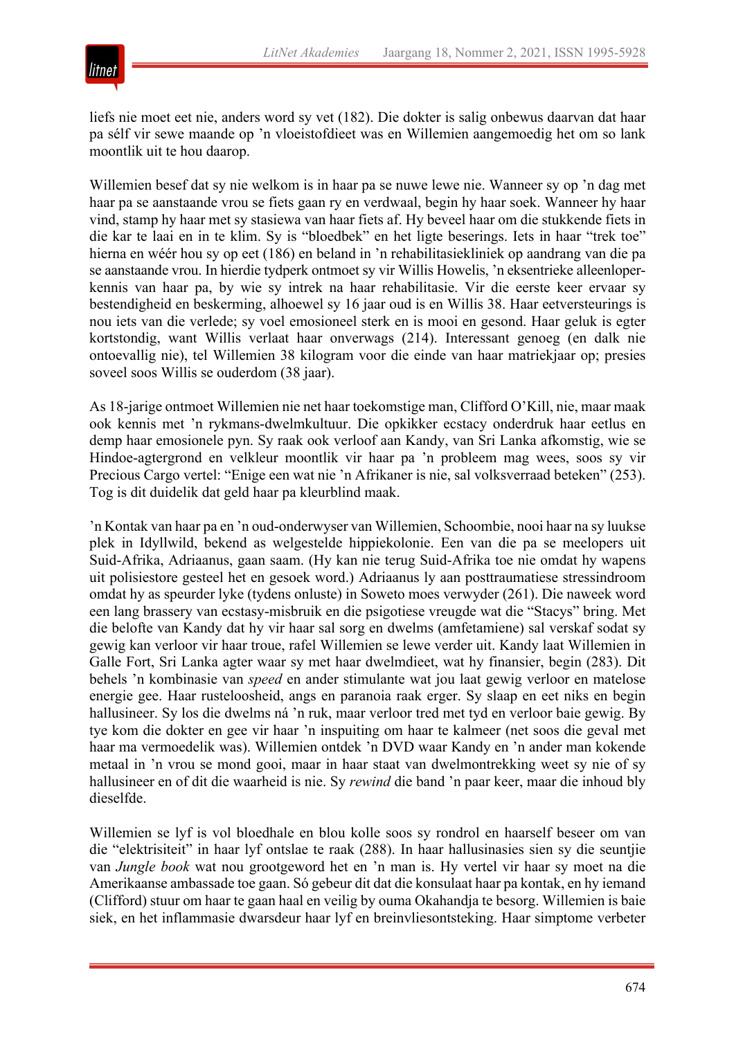liefs nie moet eet nie, anders word sy vet (182). Die dokter is salig onbewus daarvan dat haar pa sélf vir sewe maande op 'n vloeistofdieet was en Willemien aangemoedig het om so lank moontlik uit te hou daarop.

Willemien besef dat sy nie welkom is in haar pa se nuwe lewe nie. Wanneer sy op 'n dag met haar pa se aanstaande vrou se fiets gaan ry en verdwaal, begin hy haar soek. Wanneer hy haar vind, stamp hy haar met sy stasiewa van haar fiets af. Hy beveel haar om die stukkende fiets in die kar te laai en in te klim. Sy is "bloedbek" en het ligte beserings. Iets in haar "trek toe" hierna en wéér hou sy op eet (186) en beland in 'n rehabilitasiekliniek op aandrang van die pa se aanstaande vrou. In hierdie tydperk ontmoet sy vir Willis Howelis, 'n eksentrieke alleenloper-kennis van haar pa, by wie sy intrek na haar rehabilitasie. Vir die eerste keer ervaar sy bestendigheid en beskerming, alhoewel sy 16 jaar oud is en Willis 38. Haar eetversteurings is nou iets van die verlede; sy voel emosioneel sterk en is mooi en gesond. Haar geluk is egter kortstondig, want Willis verlaat haar onverwags (214). Interessant genoeg (en dalk nie ontoevallig nie), tel Willemien 38 kilogram voor die einde van haar matriekjaar op; presies soveel soos Willis se ouderdom (38 jaar).

As 18-jarige ontmoet Willemien nie net haar toekomstige man, Clifford O'Kill, nie, maar maak ook kennis met 'n rykmans-dwelmkultuur. Die opkikker ecstacy onderdruk haar eetlus en demp haar emosionele pyn. Sy raak ook verloof aan Kandy, van Sri Lanka afkomstig, wie se Hindoe-agtergrond en velkleur moontlik vir haar pa 'n probleem mag wees, soos sy vir Precious Cargo vertel: "Enige een wat nie 'n Afrikaner is nie, sal volksverraad beteken" (253). Tog is dit duidelik dat geld haar pa kleurblind maak.

'n Kontak van haar pa en 'n oud-onderwyser van Willemien, Schoombie, nooi haar na sy luukse plek in Idyllwild, bekend as welgestelde hippiekolonie. Een van die pa se meelopers uit Suid-Afrika, Adriaanus, gaan saam. (Hy kan nie terug Suid-Afrika toe nie omdat hy wapens uit polisiestore gesteel het en gesoek word.) Adriaanus ly aan posttraumatiese stressindroom omdat hy as speurder lyke (tydens onluste) in Soweto moes verwyder (261). Die naweek word 'n lang brassery van ecstasy-misbruik en die psigotiese vreugde wat die "Stacys" bring. Met die belofte van Kandy dat hy vir haar sal sorg en dwelms (amfetamiene) sal verskaf sodat sy gewig kan verloor vir haar troue, rafel Willemien se lewe verder uit. Kandy laat Willemien in Galle Fort, Sri Lanka agter waar sy met haar dwelmdieet, wat hy finansier, begin (283). Dit behels 'n kombinasie van *speed* en ander stimulante wat jou laat gewig verloor en matelose energie gee. Haar rusteloosheid, angs en paranoia raak erger. Sy slaap en eet niks en begin hallusineer. Sy los die dwelms ná 'n ruk, maar verloor tred met tyd en verloor baie gewig. By tye kom die dokter en gee vir haar 'n inspuiting om haar te kalmeer (net soos die geval met haar ma vermoedelik was). Willemien ontdek 'n DVD waar Kandy en 'n ander man kokende metaal in 'n vrou se mond gooi, maar in haar staat van dwelmontrekking weet sy nie of sy hallusineer en of dit die waarheid is nie. Sy *rewind* die band 'n paar keer, maar die inhoud bly dieselfde.

Willemien se lyf is vol bloedhale en blou kolle soos sy rondrol en haarself beseer om van die "elektrisiteit" in haar lyf ontslae te raak (288). In haar hallusinasies sien sy die seuntjie van *Jungle book* wat nou grootgeword het en 'n man is. Hy vertel vir haar sy moet na die Amerikaanse ambassade toe gaan. Só gebeur dit dat die konsulaat haar pa kontak, en hy iemand (Clifford) stuur om haar te gaan haal en veilig by ouma Okahandja te besorg. Willemien is baie siek, en het inflammasie dwarsdeur haar lyf en breinvliesontsteking. Haar simptome verbeter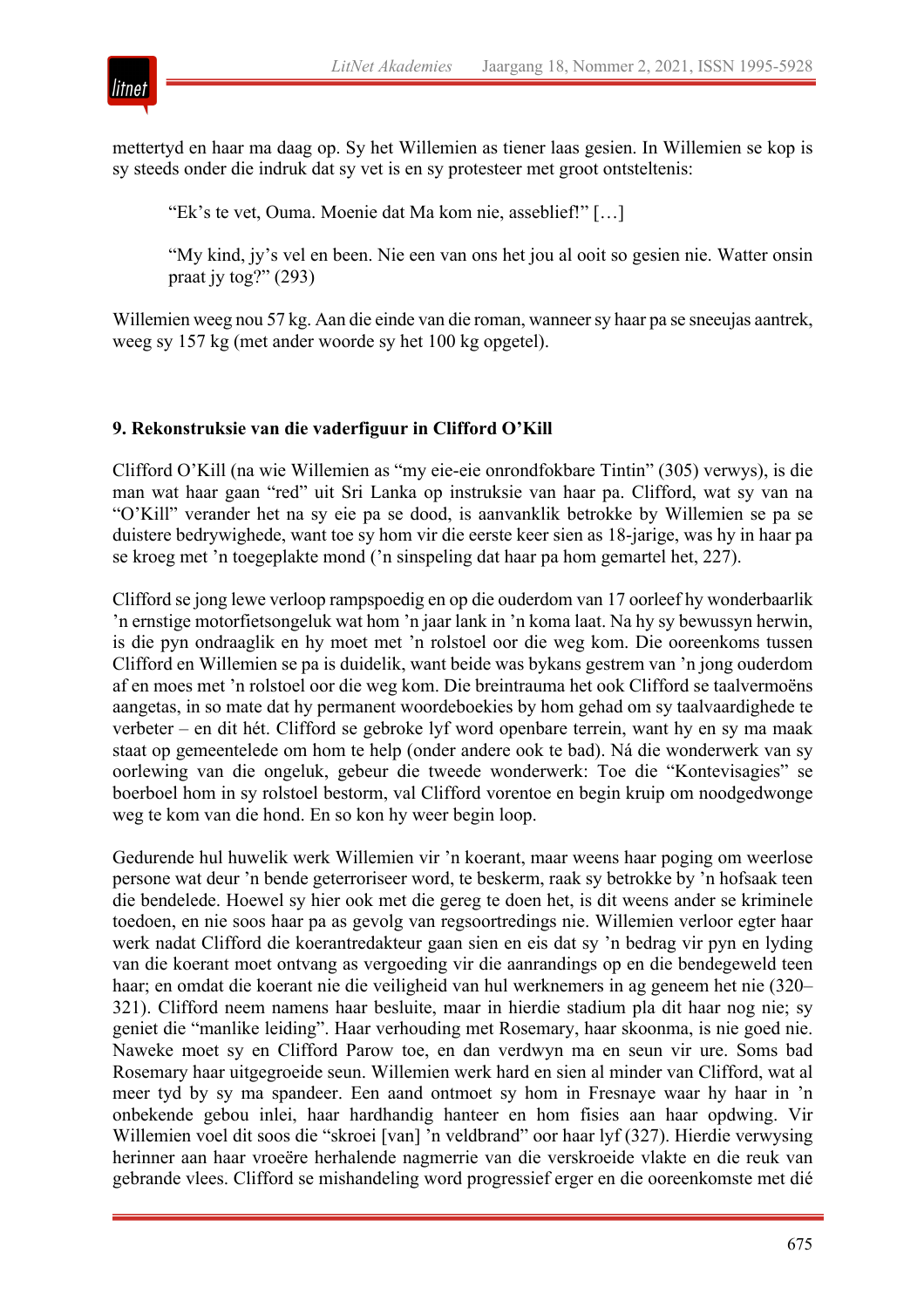mettertyd en haar ma daag op. Sy het Willemien as tiener laas gesien. In Willemien se kop is sy steeds onder die indruk dat sy vet is en sy protesteer met groot ontsteltenis:

> "Ek's te vet, Ouma. Moenie dat Ma kom nie, asseblief!" […]
>
> "My kind, jy's vel en been. Nie een van ons het jou al ooit so gesien nie. Watter onsin praat jy tog?" (293)

Willemien weeg nou 57 kg. Aan die einde van die roman, wanneer sy haar pa se sneeujas aantrek, weeg sy 157 kg (met ander woorde sy het 100 kg opgetel).

### 9. Rekonstruksie van die vaderfiguur in Clifford O'Kill

Clifford O'Kill (na wie Willemien as "my eie-eie onrondfokbare Tintin" (305) verwys), is die man wat haar gaan "red" uit Sri Lanka op instruksie van haar pa. Clifford, wat sy van na "O'Kill" verander het na sy eie pa se dood, is aanvanklik betrokke by Willemien se pa se duistere bedrywighede, want toe sy hom vir die eerste keer sien as 18-jarige, was hy in haar pa se kroeg met 'n toegeplakte mond ('n sinspeling dat haar pa hom gemartel het, 227).

Clifford se jong lewe verloop rampspoedig en op die ouderdom van 17 oorleef hy wonderbaarlik 'n ernstige motorfietsongeluk wat hom 'n jaar lank in 'n koma laat. Na hy sy bewussyn herwin, is die pyn ondraaglik en hy moet met 'n rolstoel oor die weg kom. Die ooreenkoms tussen Clifford en Willemien se pa is duidelik, want beide was bykans gestrem van 'n jong ouderdom af en moes met 'n rolstoel oor die weg kom. Die breintrauma het ook Clifford se taalvermoëns aangetas, in so mate dat hy permanent woordeboekies by hom gehad om sy taalvaardighede te verbeter – en dit hét. Clifford se gebroke lyf word openbare terrein, want hy en sy ma maak staat op gemeentelede om hom te help (onder andere ook te bad). Ná die wonderwerk van sy oorlewing van die ongeluk, gebeur die tweede wonderwerk: Toe die "Kontevisagies" se boerboel hom in sy rolstoel bestorm, val Clifford vorentoe en begin kruip om noodgedwonge weg te kom van die hond. En so kon hy weer begin loop.

Gedurende hul huwelik werk Willemien vir 'n koerant, maar weens haar poging om weerlose persone wat deur 'n bende geterroriseer word, te beskerm, raak sy betrokke by 'n hofsaak teen die bendelede. Hoewel sy hier ook met die gereg te doen het, is dit weens ander se kriminele toedoen, en nie soos haar pa as gevolg van regsoortredings nie. Willemien verloor egter haar werk nadat Clifford die koerantredakteur gaan sien en eis dat sy 'n bedrag vir pyn en lyding van die koerant moet ontvang as vergoeding vir die aanrandings op en die bendegeweld teen haar; en omdat die koerant nie die veiligheid van hul werknemers in ag geneem het nie (320–321). Clifford neem namens haar besluite, maar in hierdie stadium pla dit haar nog nie; sy geniet die "manlike leiding". Haar verhouding met Rosemary, haar skoonma, is nie goed nie. Naweke moet sy en Clifford Parow toe, en dan verdwyn ma en seun vir ure. Soms bad Rosemary haar uitgegroeide seun. Willemien werk hard en sien al minder van Clifford, wat al meer tyd by sy ma spandeer. Een aand ontmoet sy hom in Fresnaye waar hy haar in 'n onbekende gebou inlei, haar hardhandig hanteer en hom fisies aan haar opdwing. Vir Willemien voel dit soos die "skroei [van] 'n veldbrand" oor haar lyf (327). Hierdie verwysing herinner aan haar vroeëre herhalende nagmerrie van die verskroeide vlakte en die reuk van gebrande vlees. Clifford se mishandeling word progressief erger en die ooreenkomste met dié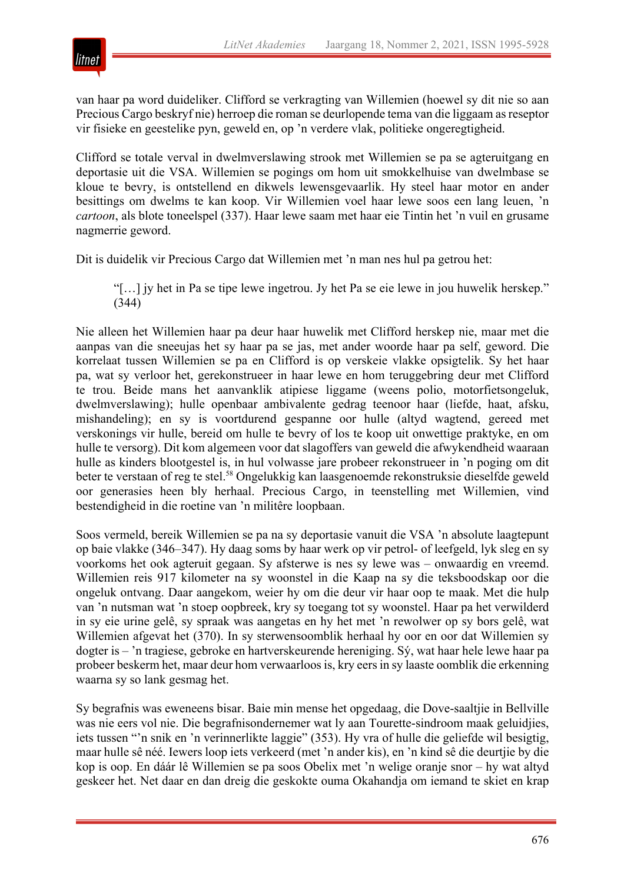van haar pa word duideliker. Clifford se verkragting van Willemien (hoewel sy dit nie so aan Precious Cargo beskryf nie) herroep die roman se deurlopende tema van die liggaam as reseptor vir fisieke en geestelike pyn, geweld en, op 'n verdere vlak, politieke ongeregtigheid.

Clifford se totale verval in dwelmverslawing strook met Willemien se pa se agteruitgang en deportasie uit die VSA. Willemien se pogings om hom uit smokkelhuise van dwelmbase se kloue te bevry, is ontstellend en dikwels lewensgevaarlik. Hy steel haar motor en ander besittings om dwelms te kan koop. Vir Willemien voel haar lewe soos een lang leuen, 'n *cartoon*, as blote toneelspel (337). Haar lewe saam met haar eie Tintin het 'n vuil en grusame nagmerrie geword.

Dit is duidelik vir Precious Cargo dat Willemien met 'n man nes hul pa getrou het:

> "[…] jy het in Pa se tipe lewe ingetrou. Jy het Pa se eie lewe in jou huwelik herskep." (344)

Nie alleen het Willemien haar pa deur haar huwelik met Clifford herskep nie, maar met die aanpas van die sneeujas het sy haar pa se jas, met ander woorde haar pa self, geword. Die korrelaat tussen Willemien se pa en Clifford is op verskeie vlakke opsigtelik. Sy het haar pa, wat sy verloor het, gerekonstrueer in haar lewe en hom teruggebring deur met Clifford te trou. Beide mans het aanvanklik atipiese liggame (weens polio, motorfietsongeluk, dwelmverslawing); hulle openbaar ambivalente gedrag teenoor haar (liefde, haat, afsku, mishandeling); en sy is voortdurend gespanne oor hulle (altyd wagtend, gereed met verskonings vir hulle, bereid om hulle te bevry of los te koop uit onwettige praktyke, en om hulle te versorg). Dit kom algemeen voor dat slagoffers van geweld die afwykendheid waaraan hulle as kinders blootgestel is, in hul volwasse jare probeer rekonstrueer in 'n poging om dit beter te verstaan of reg te stel.[58] Ongelukkig kan laasgenoemde rekonstruksie dieselfde geweld oor generasies heen bly herhaal. Precious Cargo, in teenstelling met Willemien, vind bestendigheid in die roetine van 'n militêre loopbaan.

Soos vermeld, bereik Willemien se pa na sy deportasie vanuit die VSA 'n absolute laagtepunt op baie vlakke (346–347). Hy daag soms by haar werk op vir petrol- of leefgeld, lyk sleg en sy voorkoms het ook agteruit gegaan. Sy afsterwe is nes sy lewe was – onwaardig en vreemd. Willemien reis 917 kilometer na sy woonstel in die Kaap na sy die teksboodskap oor die ongeluk ontvang. Daar aangekom, weier hy om die deur vir haar oop te maak. Met die hulp van 'n nutsman wat 'n stoep oopbreek, kry sy toegang tot sy woonstel. Haar pa het verwilderd in sy eie urine gelê, sy spraak was aangetas en hy het met 'n rewolwer op sy bors gelê, wat Willemien afgevat het (370). In sy sterwensoomblik herhaal hy oor en oor dat Willemien sy dogter is – 'n tragiese, gebroke en hartverskeurende hereniging. Sý, wat haar hele lewe haar pa probeer beskerm het, maar deur hom verwaarloos is, kry eers in sy laaste oomblik die erkenning waarna sy so lank gesmag het.

Sy begrafnis was eweneens bisar. Baie min mense het opgedaag, die Dove-saaltjie in Bellville was nie eers vol nie. Die begrafnisondernemer wat ly aan Tourette-sindroom maak geluidjies, iets tussen "'n snik en 'n verinnerlikte laggie" (353). Hy vra of hulle die geliefde wil besigtig, maar hulle sê néé. Iewers loop iets verkeerd (met 'n ander kis), en 'n kind sê die deurtjie by die kop is oop. En dáár lê Willemien se pa soos Obelix met 'n welige oranje snor – hy wat altyd geskeer het. Net daar en dan dreig die geskokte ouma Okahandja om iemand te skiet en krap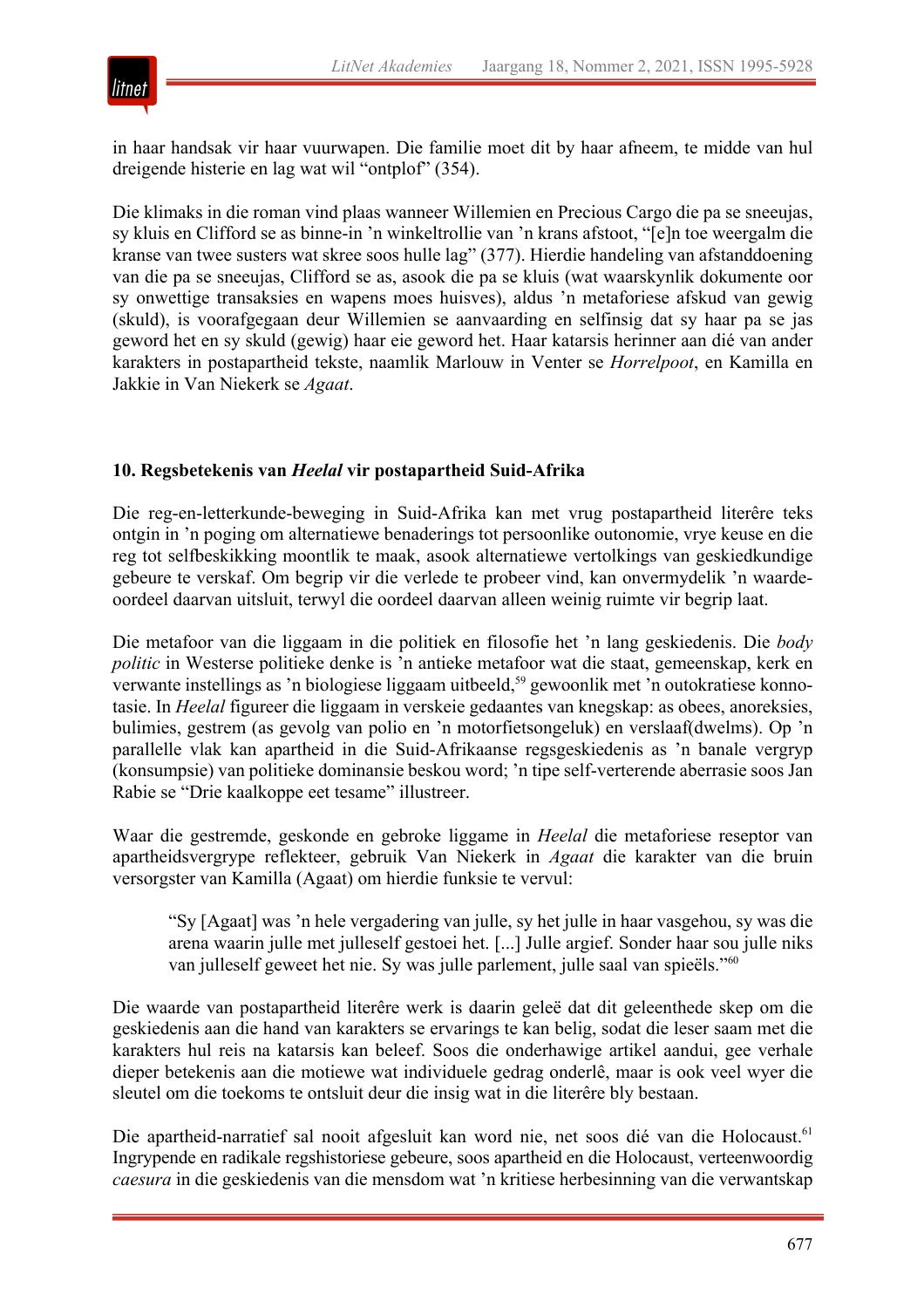in haar handsak vir haar vuurwapen. Die familie moet dit by haar afneem, te midde van hul dreigende histerie en lag wat wil "ontplof" (354).

Die klimaks in die roman vind plaas wanneer Willemien en Precious Cargo die pa se sneeujas, sy kluis en Clifford se as binne-in 'n winkeltrollie van 'n krans afstoot, "[e]n toe weergalm die kranse van twee susters wat skree soos hulle lag" (377). Hierdie handeling van afstanddoening van die pa se sneeujas, Clifford se as, asook die pa se kluis (wat waarskynlik dokumente oor sy onwettige transaksies en wapens moes huisves), aldus 'n metaforiese afskud van gewig (skuld), is voorafgegaan deur Willemien se aanvaarding en selfinsig dat sy haar pa se jas geword het en sy skuld (gewig) haar eie geword het. Haar katarsis herinner aan dié van ander karakters in postapartheid tekste, naamlik Marlouw in Venter se *Horrelpoot*, en Kamilla en Jakkie in Van Niekerk se *Agaat*.

## 10. Regsbetekenis van *Heelal* vir postapartheid Suid-Afrika

Die reg-en-letterkunde-beweging in Suid-Afrika kan met vrug postapartheid literêre teks ontgin in 'n poging om alternatiewe benaderings tot persoonlike outonomie, vrye keuse en die reg tot selfbeskikking moontlik te maak, asook alternatiewe vertolkings van geskiedkundige gebeure te verskaf. Om begrip vir die verlede te probeer vind, kan onvermydelik 'n waarde-oordeel daarvan uitsluit, terwyl die oordeel daarvan alleen weinig ruimte vir begrip laat.

Die metafoor van die liggaam in die politiek en filosofie het 'n lang geskiedenis. Die *body politic* in Westerse politieke denke is 'n antieke metafoor wat die staat, gemeenskap, kerk en verwante instellings as 'n biologiese liggaam uitbeeld,[59] gewoonlik met 'n outokratiese konnotasie. In *Heelal* figureer die liggaam in verskeie gedaantes van knegskap: as obees, anoreksies, bulimies, gestrem (as gevolg van polio en 'n motorfietsongeluk) en verslaaf(dwelms). Op 'n parallelle vlak kan apartheid in die Suid-Afrikaanse regsgeskiedenis as 'n banale vergryp (konsumpsie) van politieke dominansie beskou word; 'n tipe self-verterende aberrasie soos Jan Rabie se "Drie kaalkoppe eet tesame" illustreer.

Waar die gestremde, geskonde en gebroke liggame in *Heelal* die metaforiese reseptor van apartheidsvergrype reflekteer, gebruik Van Niekerk in *Agaat* die karakter van die bruin versorgster van Kamilla (Agaat) om hierdie funksie te vervul:

> "Sy [Agaat] was 'n hele vergadering van julle, sy het julle in haar vasgehou, sy was die arena waarin julle met julleself gestoei het. [...] Julle argief. Sonder haar sou julle niks van julleself geweet het nie. Sy was julle parlement, julle saal van spieëls."[60]

Die waarde van postapartheid literêre werk is daarin geleë dat dit geleenthede skep om die geskiedenis aan die hand van karakters se ervarings te kan belig, sodat die leser saam met die karakters hul reis na katarsis kan beleef. Soos die onderhawige artikel aandui, gee verhale dieper betekenis aan die motiewe wat individuele gedrag onderlê, maar is ook veel wyer die sleutel om die toekoms te ontsluit deur die insig wat in die literêre bly bestaan.

Die apartheid-narratief sal nooit afgesluit kan word nie, net soos dié van die Holocaust.[61] Ingrypende en radikale regshistoriese gebeure, soos apartheid en die Holocaust, verteenwoordig *caesura* in die geskiedenis van die mensdom wat 'n kritiese herbesinning van die verwantskap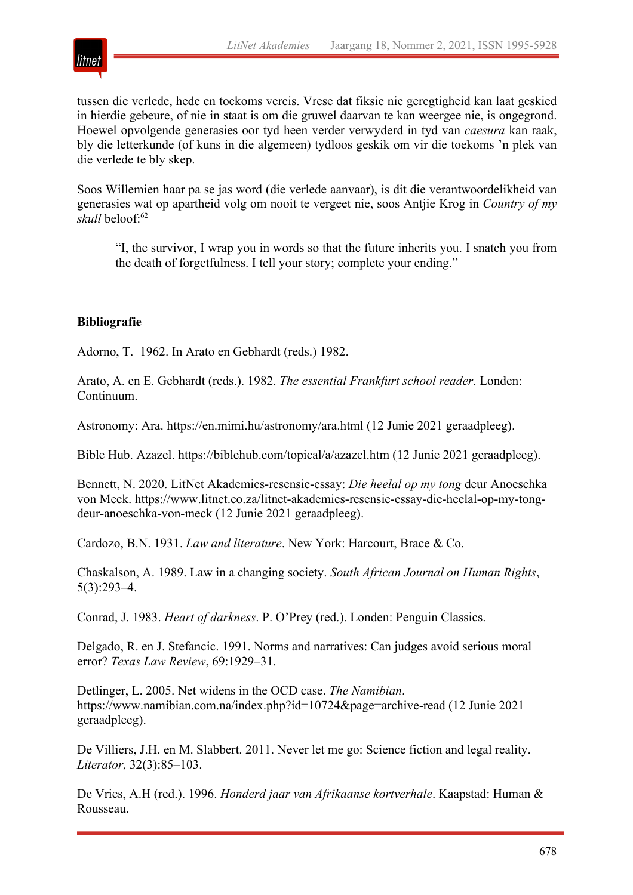tussen die verlede, hede en toekoms vereis. Vrese dat fiksie nie geregtigheid kan laat geskied in hierdie gebeure, of nie in staat is om die gruwel daarvan te kan weergee nie, is ongegrond. Hoewel opvolgende generasies oor tyd heen verder verwyderd in tyd van *caesura* kan raak, bly die letterkunde (of kuns in die algemeen) tydloos geskik om vir die toekoms 'n plek van die verlede te bly skep.

Soos Willemien haar pa se jas word (die verlede aanvaar), is dit die verantwoordelikheid van generasies wat op apartheid volg om nooit te vergeet nie, soos Antjie Krog in *Country of my skull* beloof:[62]

> "I, the survivor, I wrap you in words so that the future inherits you. I snatch you from the death of forgetfulness. I tell your story; complete your ending."

**Bibliografie**

Adorno, T. 1962. In Arato en Gebhardt (reds.) 1982.

Arato, A. en E. Gebhardt (reds.). 1982. *The essential Frankfurt school reader*. Londen: Continuum.

Astronomy: Ara. https://en.mimi.hu/astronomy/ara.html (12 Junie 2021 geraadpleeg).

Bible Hub. Azazel. https://biblehub.com/topical/a/azazel.htm (12 Junie 2021 geraadpleeg).

Bennett, N. 2020. LitNet Akademies-resensie-essay: *Die heelal op my tong* deur Anoeschka von Meck. https://www.litnet.co.za/litnet-akademies-resensie-essay-die-heelal-op-my-tong-deur-anoeschka-von-meck (12 Junie 2021 geraadpleeg).

Cardozo, B.N. 1931. *Law and literature*. New York: Harcourt, Brace & Co.

Chaskalson, A. 1989. Law in a changing society. *South African Journal on Human Rights*, 5(3):293–4.

Conrad, J. 1983. *Heart of darkness*. P. O'Prey (red.). Londen: Penguin Classics.

Delgado, R. en J. Stefancic. 1991. Norms and narratives: Can judges avoid serious moral error? *Texas Law Review*, 69:1929–31.

Detlinger, L. 2005. Net widens in the OCD case. *The Namibian*. https://www.namibian.com.na/index.php?id=10724&page=archive-read (12 Junie 2021 geraadpleeg).

De Villiers, J.H. en M. Slabbert. 2011. Never let me go: Science fiction and legal reality. *Literator,* 32(3):85–103.

De Vries, A.H (red.). 1996. *Honderd jaar van Afrikaanse kortverhale*. Kaapstad: Human & Rousseau.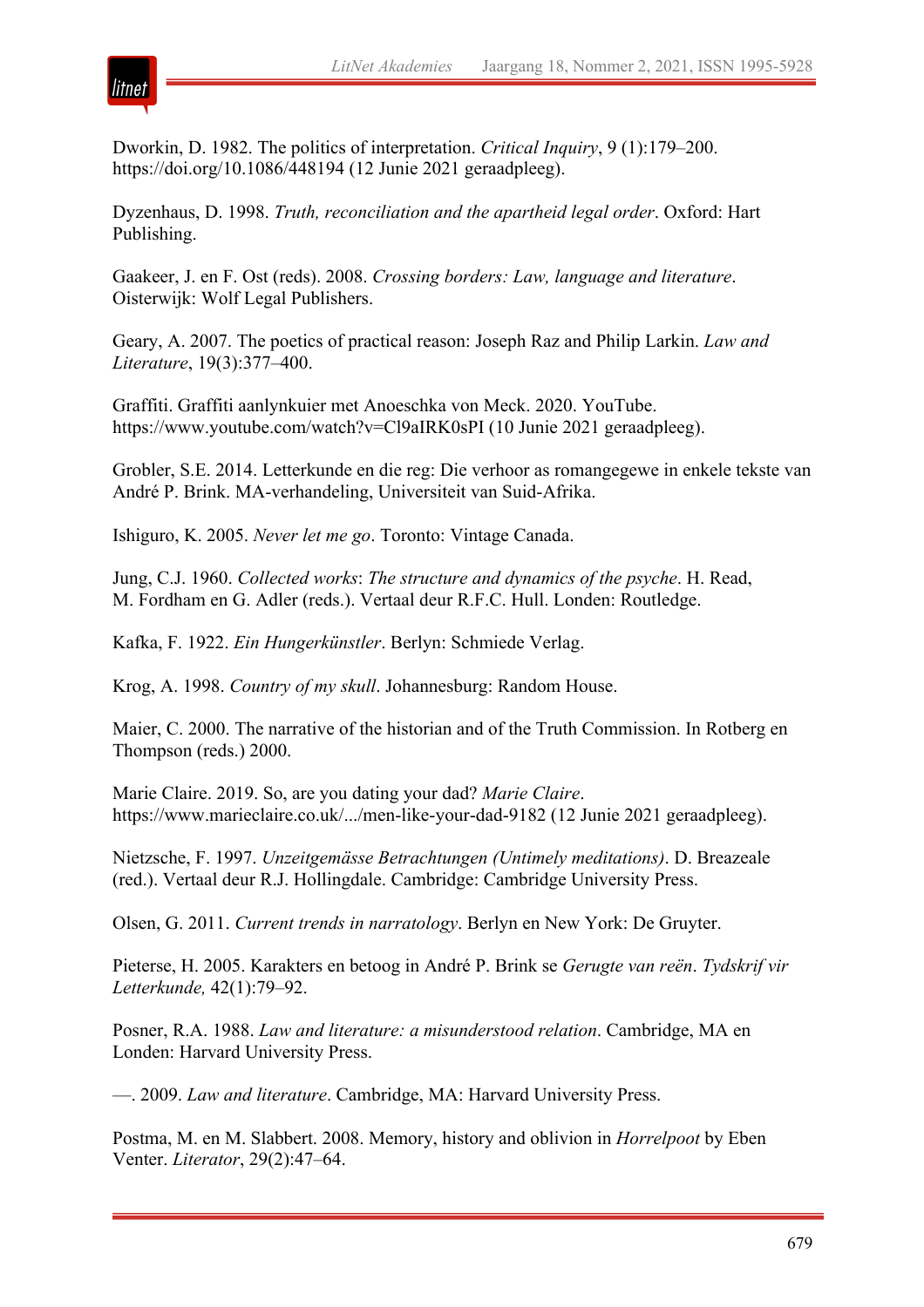Dworkin, D. 1982. The politics of interpretation. *Critical Inquiry*, 9 (1):179–200. https://doi.org/10.1086/448194 (12 Junie 2021 geraadpleeg).

Dyzenhaus, D. 1998. *Truth, reconciliation and the apartheid legal order*. Oxford: Hart Publishing.

Gaakeer, J. en F. Ost (reds). 2008. *Crossing borders: Law, language and literature*. Oisterwijk: Wolf Legal Publishers.

Geary, A. 2007. The poetics of practical reason: Joseph Raz and Philip Larkin. *Law and Literature*, 19(3):377–400.

Graffiti. Graffiti aanlynkuier met Anoeschka von Meck. 2020. YouTube. https://www.youtube.com/watch?v=Cl9aIRK0sPI (10 Junie 2021 geraadpleeg).

Grobler, S.E. 2014. Letterkunde en die reg: Die verhoor as romangegewe in enkele tekste van André P. Brink. MA-verhandeling, Universiteit van Suid-Afrika.

Ishiguro, K. 2005. *Never let me go*. Toronto: Vintage Canada.

Jung, C.J. 1960. *Collected works*: *The structure and dynamics of the psyche*. H. Read, M. Fordham en G. Adler (reds.). Vertaal deur R.F.C. Hull. Londen: Routledge.

Kafka, F. 1922. *Ein Hungerkünstler*. Berlyn: Schmiede Verlag.

Krog, A. 1998. *Country of my skull*. Johannesburg: Random House.

Maier, C. 2000. The narrative of the historian and of the Truth Commission. In Rotberg en Thompson (reds.) 2000.

Marie Claire. 2019. So, are you dating your dad? *Marie Claire*. https://www.marieclaire.co.uk/.../men-like-your-dad-9182 (12 Junie 2021 geraadpleeg).

Nietzsche, F. 1997. *Unzeitgemässe Betrachtungen (Untimely meditations)*. D. Breazeale (red.). Vertaal deur R.J. Hollingdale. Cambridge: Cambridge University Press.

Olsen, G. 2011. *Current trends in narratology*. Berlyn en New York: De Gruyter.

Pieterse, H. 2005. Karakters en betoog in André P. Brink se *Gerugte van reën*. *Tydskrif vir Letterkunde,* 42(1):79–92.

Posner, R.A. 1988. *Law and literature: a misunderstood relation*. Cambridge, MA en Londen: Harvard University Press.

—. 2009. *Law and literature*. Cambridge, MA: Harvard University Press.

Postma, M. en M. Slabbert. 2008. Memory, history and oblivion in *Horrelpoot* by Eben Venter. *Literator*, 29(2):47–64.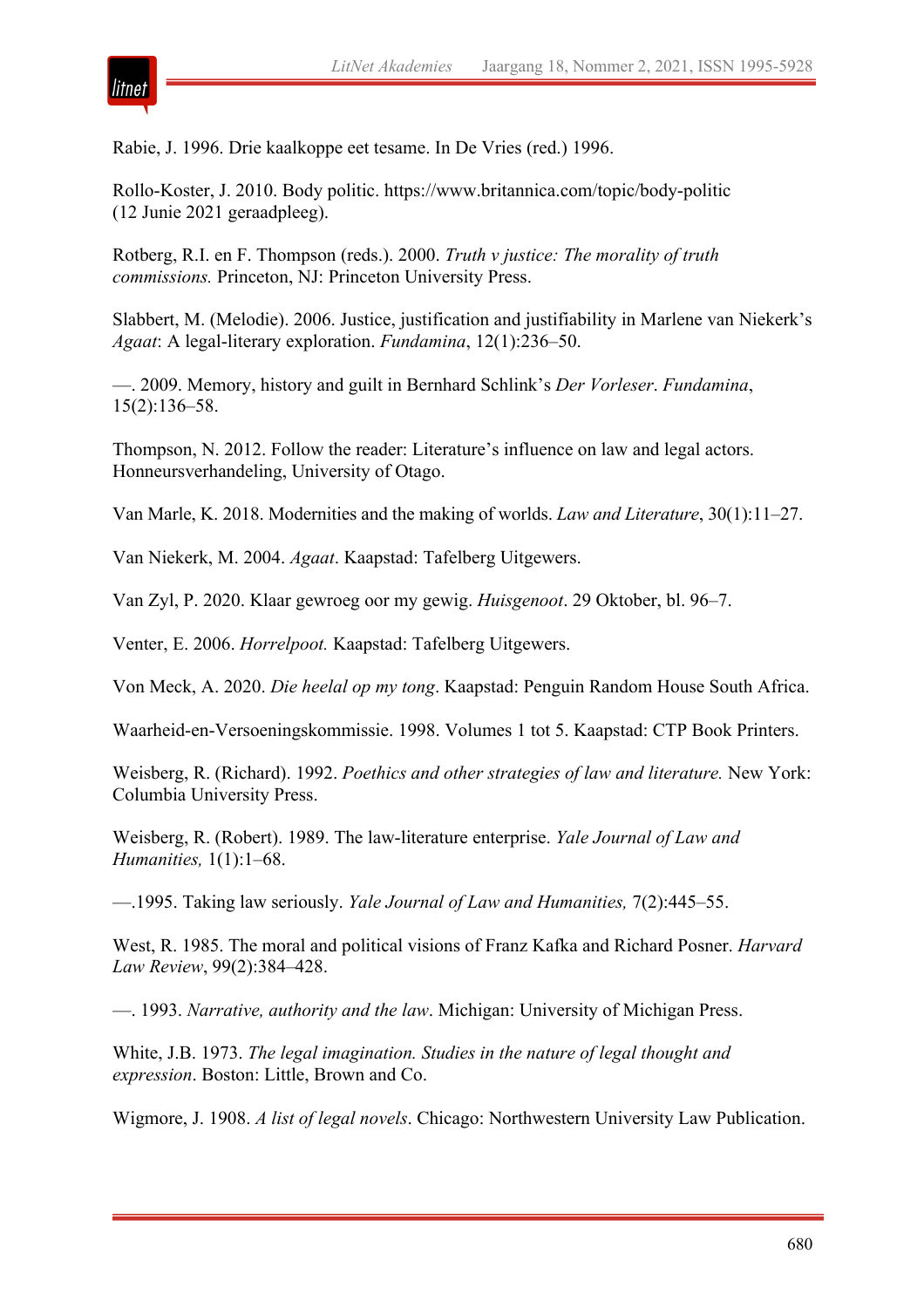Rabie, J. 1996. Drie kaalkoppe eet tesame. In De Vries (red.) 1996.

Rollo-Koster, J. 2010. Body politic. https://www.britannica.com/topic/body-politic (12 Junie 2021 geraadpleeg).

Rotberg, R.I. en F. Thompson (reds.). 2000. *Truth v justice: The morality of truth commissions.* Princeton, NJ: Princeton University Press.

Slabbert, M. (Melodie). 2006. Justice, justification and justifiability in Marlene van Niekerk's *Agaat*: A legal-literary exploration. *Fundamina*, 12(1):236–50.

—. 2009. Memory, history and guilt in Bernhard Schlink's *Der Vorleser*. *Fundamina*, 15(2):136–58.

Thompson, N. 2012. Follow the reader: Literature's influence on law and legal actors. Honneursverhandeling, University of Otago.

Van Marle, K. 2018. Modernities and the making of worlds. *Law and Literature*, 30(1):11–27.

Van Niekerk, M. 2004. *Agaat*. Kaapstad: Tafelberg Uitgewers.

Van Zyl, P. 2020. Klaar gewroeg oor my gewig. *Huisgenoot*. 29 Oktober, bl. 96–7.

Venter, E. 2006. *Horrelpoot.* Kaapstad: Tafelberg Uitgewers.

Von Meck, A. 2020. *Die heelal op my tong*. Kaapstad: Penguin Random House South Africa.

Waarheid-en-Versoeningskommissie. 1998. Volumes 1 tot 5. Kaapstad: CTP Book Printers.

Weisberg, R. (Richard). 1992. *Poethics and other strategies of law and literature.* New York: Columbia University Press.

Weisberg, R. (Robert). 1989. The law-literature enterprise. *Yale Journal of Law and Humanities,* 1(1):1–68.

—.1995. Taking law seriously. *Yale Journal of Law and Humanities,* 7(2):445–55.

West, R. 1985. The moral and political visions of Franz Kafka and Richard Posner. *Harvard Law Review*, 99(2):384–428.

—. 1993. *Narrative, authority and the law*. Michigan: University of Michigan Press.

White, J.B. 1973. *The legal imagination. Studies in the nature of legal thought and expression*. Boston: Little, Brown and Co.

Wigmore, J. 1908. *A list of legal novels*. Chicago: Northwestern University Law Publication.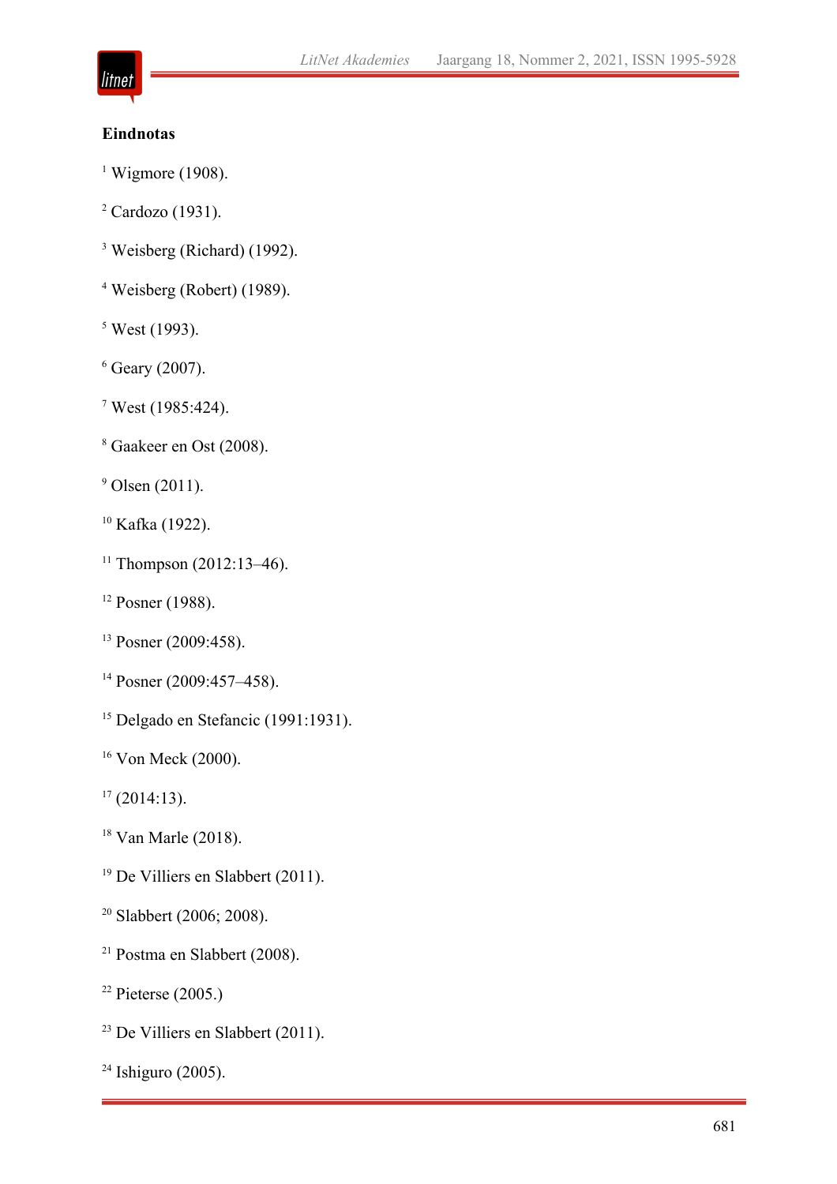**Eindnotas**

[1] Wigmore (1908).

[2] Cardozo (1931).

[3] Weisberg (Richard) (1992).

[4] Weisberg (Robert) (1989).

[5] West (1993).

[6] Geary (2007).

[7] West (1985:424).

[8] Gaakeer en Ost (2008).

[9] Olsen (2011).

[10] Kafka (1922).

[11] Thompson (2012:13–46).

[12] Posner (1988).

[13] Posner (2009:458).

[14] Posner (2009:457–458).

[15] Delgado en Stefancic (1991:1931).

[16] Von Meck (2000).

[17] (2014:13).

[18] Van Marle (2018).

[19] De Villiers en Slabbert (2011).

[20] Slabbert (2006; 2008).

[21] Postma en Slabbert (2008).

[22] Pieterse (2005.)

[23] De Villiers en Slabbert (2011).

[24] Ishiguro (2005).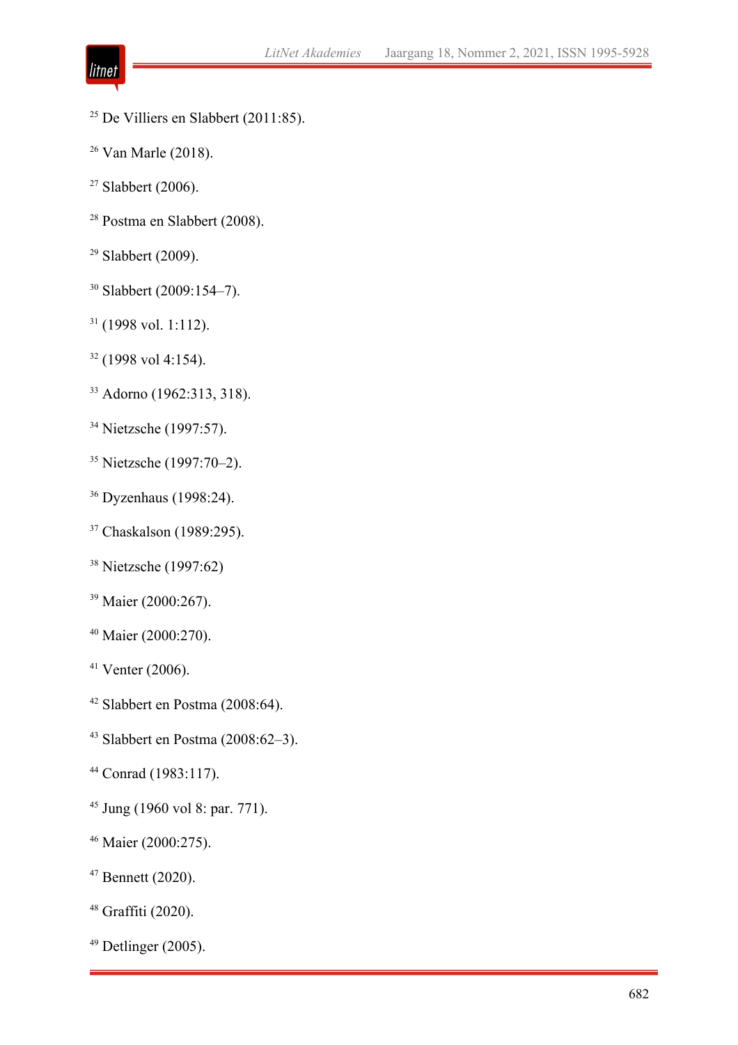[25] De Villiers en Slabbert (2011:85).

[26] Van Marle (2018).

[27] Slabbert (2006).

[28] Postma en Slabbert (2008).

[29] Slabbert (2009).

[30] Slabbert (2009:154–7).

[31] (1998 vol. 1:112).

[32] (1998 vol 4:154).

[33] Adorno (1962:313, 318).

[34] Nietzsche (1997:57).

[35] Nietzsche (1997:70–2).

[36] Dyzenhaus (1998:24).

[37] Chaskalson (1989:295).

[38] Nietzsche (1997:62)

[39] Maier (2000:267).

[40] Maier (2000:270).

[41] Venter (2006).

[42] Slabbert en Postma (2008:64).

[43] Slabbert en Postma (2008:62–3).

[44] Conrad (1983:117).

[45] Jung (1960 vol 8: par. 771).

[46] Maier (2000:275).

[47] Bennett (2020).

[48] Graffiti (2020).

[49] Detlinger (2005).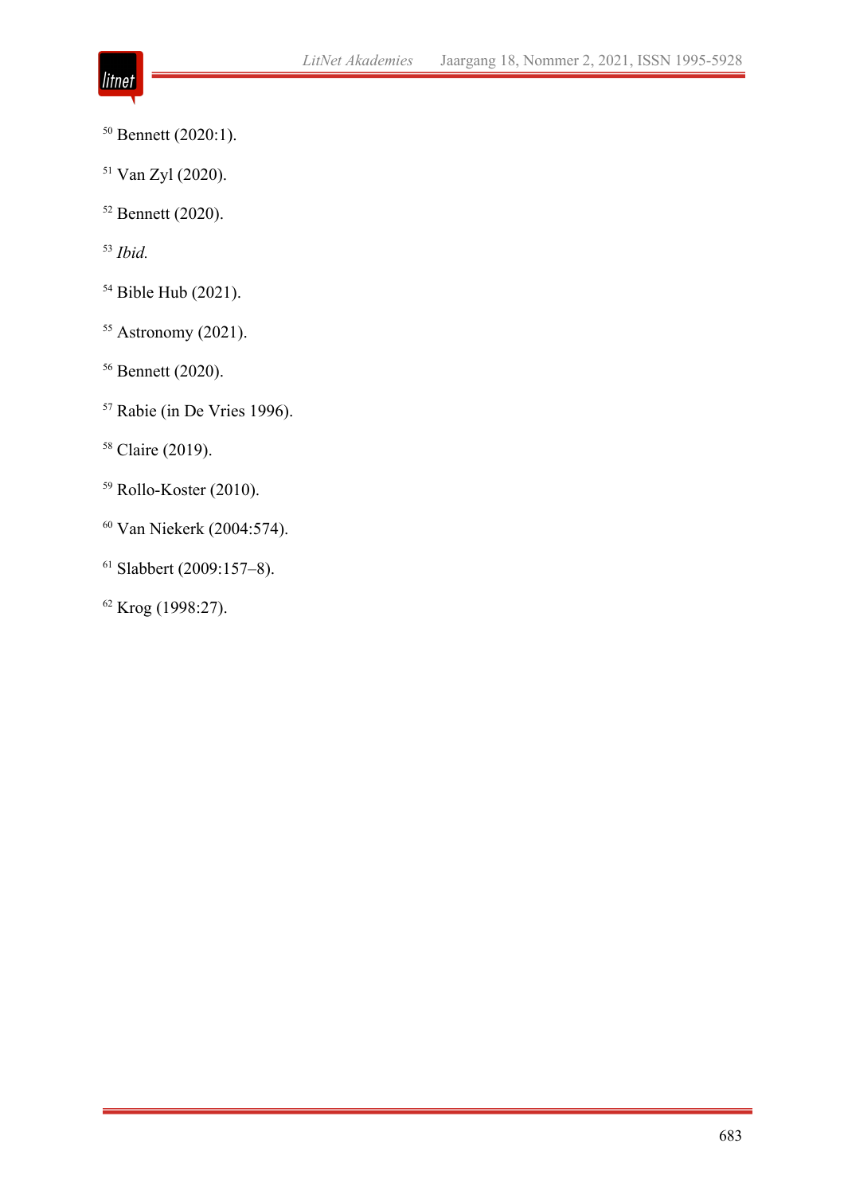[50] Bennett (2020:1).

[51] Van Zyl (2020).

[52] Bennett (2020).

[53] *Ibid.*

[54] Bible Hub (2021).

[55] Astronomy (2021).

[56] Bennett (2020).

[57] Rabie (in De Vries 1996).

[58] Claire (2019).

[59] Rollo-Koster (2010).

[60] Van Niekerk (2004:574).

[61] Slabbert (2009:157–8).

[62] Krog (1998:27).